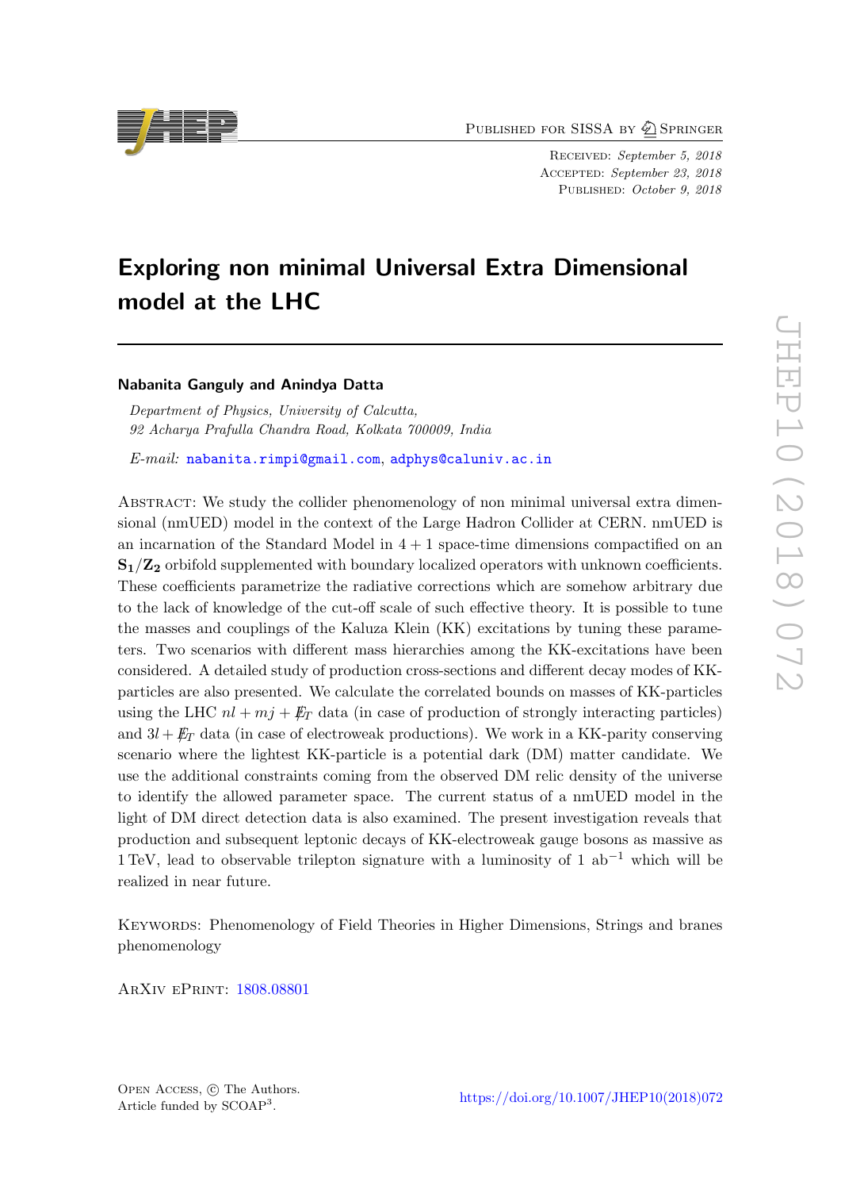Published for SISSA by Springer

Received: *September 5, 2018*
Accepted: *September 23, 2018*
Published: *October 9, 2018*

# Exploring non minimal Universal Extra Dimensional model at the LHC

**Nabanita Ganguly and Anindya Datta**

*Department of Physics, University of Calcutta,*
*92 Acharya Prafulla Chandra Road, Kolkata 700009, India*

*E-mail:* nabanita.rimpi@gmail.com, adphys@caluniv.ac.in

Abstract: We study the collider phenomenology of non minimal universal extra dimensional (nmUED) model in the context of the Large Hadron Collider at CERN. nmUED is an incarnation of the Standard Model in $4 + 1$ space-time dimensions compactified on an $\mathbf{S_1/Z_2}$ orbifold supplemented with boundary localized operators with unknown coefficients. These coefficients parametrize the radiative corrections which are somehow arbitrary due to the lack of knowledge of the cut-off scale of such effective theory. It is possible to tune the masses and couplings of the Kaluza Klein (KK) excitations by tuning these parameters. Two scenarios with different mass hierarchies among the KK-excitations have been considered. A detailed study of production cross-sections and different decay modes of KK-particles are also presented. We calculate the correlated bounds on masses of KK-particles using the LHC $nl + mj + \not{E}_T$ data (in case of production of strongly interacting particles) and $3l + \not{E}_T$ data (in case of electroweak productions). We work in a KK-parity conserving scenario where the lightest KK-particle is a potential dark (DM) matter candidate. We use the additional constraints coming from the observed DM relic density of the universe to identify the allowed parameter space. The current status of a nmUED model in the light of DM direct detection data is also examined. The present investigation reveals that production and subsequent leptonic decays of KK-electroweak gauge bosons as massive as 1 TeV, lead to observable trilepton signature with a luminosity of 1 ab$^{-1}$ which will be realized in near future.

Keywords: Phenomenology of Field Theories in Higher Dimensions, Strings and branes phenomenology

ArXiv ePrint: 1808.08801

Open Access, © The Authors.
Article funded by SCOAP$^3$.

https://doi.org/10.1007/JHEP10(2018)072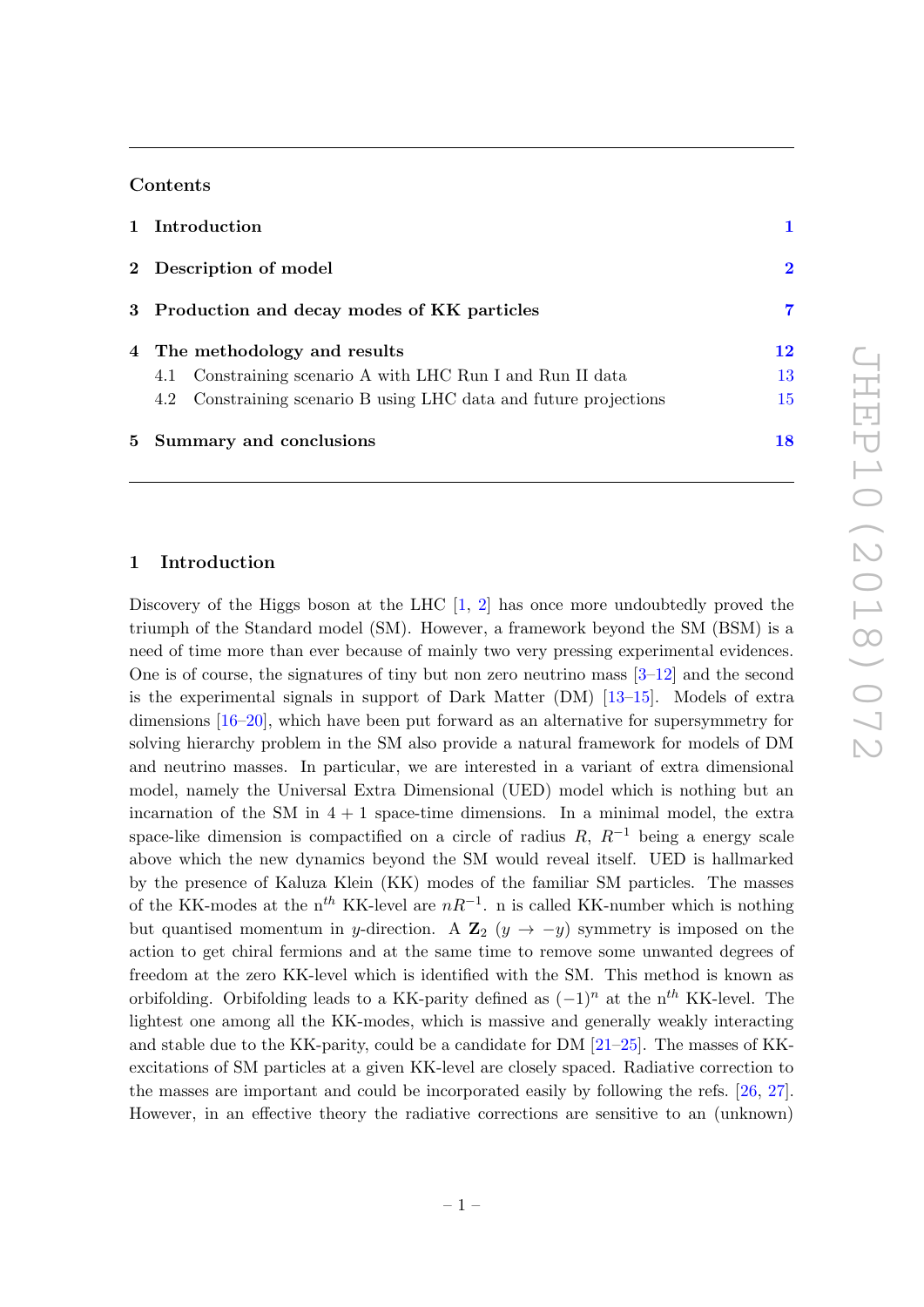## Contents

1 Introduction 1

2 Description of model 2

3 Production and decay modes of KK particles 7

4 The methodology and results 12
- 4.1 Constraining scenario A with LHC Run I and Run II data 13
- 4.2 Constraining scenario B using LHC data and future projections 15

5 Summary and conclusions 18

# 1 Introduction

Discovery of the Higgs boson at the LHC [1, 2] has once more undoubtedly proved the triumph of the Standard model (SM). However, a framework beyond the SM (BSM) is a need of time more than ever because of mainly two very pressing experimental evidences. One is of course, the signatures of tiny but non zero neutrino mass [3–12] and the second is the experimental signals in support of Dark Matter (DM) [13–15]. Models of extra dimensions [16–20], which have been put forward as an alternative for supersymmetry for solving hierarchy problem in the SM also provide a natural framework for models of DM and neutrino masses. In particular, we are interested in a variant of extra dimensional model, namely the Universal Extra Dimensional (UED) model which is nothing but an incarnation of the SM in $4 + 1$ space-time dimensions. In a minimal model, the extra space-like dimension is compactified on a circle of radius $R$, $R^{-1}$ being a energy scale above which the new dynamics beyond the SM would reveal itself. UED is hallmarked by the presence of Kaluza Klein (KK) modes of the familiar SM particles. The masses of the KK-modes at the n$^{th}$ KK-level are $nR^{-1}$. n is called KK-number which is nothing but quantised momentum in $y$-direction. A $\mathbf{Z}_2$ ($y \to -y$) symmetry is imposed on the action to get chiral fermions and at the same time to remove some unwanted degrees of freedom at the zero KK-level which is identified with the SM. This method is known as orbifolding. Orbifolding leads to a KK-parity defined as $(-1)^n$ at the n$^{th}$ KK-level. The lightest one among all the KK-modes, which is massive and generally weakly interacting and stable due to the KK-parity, could be a candidate for DM [21–25]. The masses of KK-excitations of SM particles at a given KK-level are closely spaced. Radiative correction to the masses are important and could be incorporated easily by following the refs. [26, 27]. However, in an effective theory the radiative corrections are sensitive to an (unknown)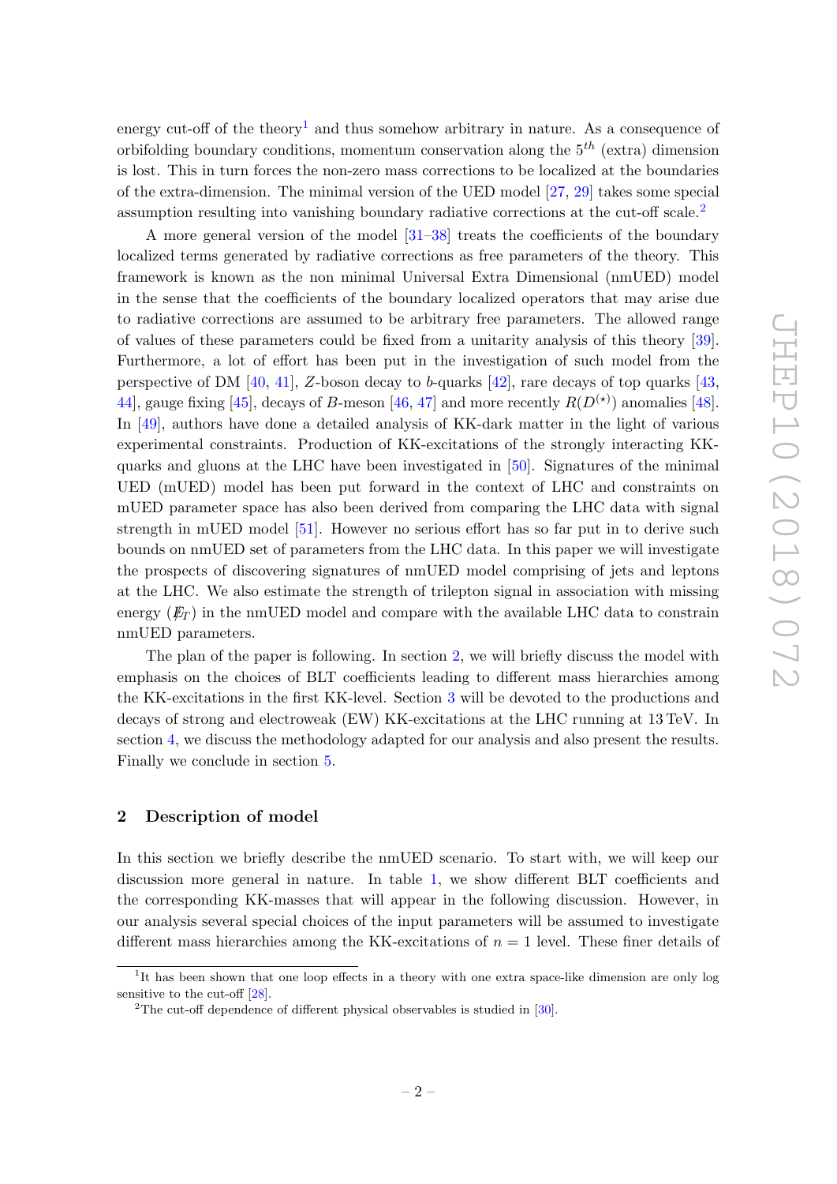energy cut-off of the theory[1] and thus somehow arbitrary in nature. As a consequence of orbifolding boundary conditions, momentum conservation along the $5^{th}$ (extra) dimension is lost. This in turn forces the non-zero mass corrections to be localized at the boundaries of the extra-dimension. The minimal version of the UED model [27, 29] takes some special assumption resulting into vanishing boundary radiative corrections at the cut-off scale.[2]

A more general version of the model [31–38] treats the coefficients of the boundary localized terms generated by radiative corrections as free parameters of the theory. This framework is known as the non minimal Universal Extra Dimensional (nmUED) model in the sense that the coefficients of the boundary localized operators that may arise due to radiative corrections are assumed to be arbitrary free parameters. The allowed range of values of these parameters could be fixed from a unitarity analysis of this theory [39]. Furthermore, a lot of effort has been put in the investigation of such model from the perspective of DM [40, 41], $Z$-boson decay to $b$-quarks [42], rare decays of top quarks [43, 44], gauge fixing [45], decays of $B$-meson [46, 47] and more recently $R(D^{(\star)})$ anomalies [48]. In [49], authors have done a detailed analysis of KK-dark matter in the light of various experimental constraints. Production of KK-excitations of the strongly interacting KK-quarks and gluons at the LHC have been investigated in [50]. Signatures of the minimal UED (mUED) model has been put forward in the context of LHC and constraints on mUED parameter space has also been derived from comparing the LHC data with signal strength in mUED model [51]. However no serious effort has so far put in to derive such bounds on nmUED set of parameters from the LHC data. In this paper we will investigate the prospects of discovering signatures of nmUED model comprising of jets and leptons at the LHC. We also estimate the strength of trilepton signal in association with missing energy ($\not{E}_T$) in the nmUED model and compare with the available LHC data to constrain nmUED parameters.

The plan of the paper is following. In section 2, we will briefly discuss the model with emphasis on the choices of BLT coefficients leading to different mass hierarchies among the KK-excitations in the first KK-level. Section 3 will be devoted to the productions and decays of strong and electroweak (EW) KK-excitations at the LHC running at 13 TeV. In section 4, we discuss the methodology adapted for our analysis and also present the results. Finally we conclude in section 5.

## 2 Description of model

In this section we briefly describe the nmUED scenario. To start with, we will keep our discussion more general in nature. In table 1, we show different BLT coefficients and the corresponding KK-masses that will appear in the following discussion. However, in our analysis several special choices of the input parameters will be assumed to investigate different mass hierarchies among the KK-excitations of $n = 1$ level. These finer details of

---

[1] It has been shown that one loop effects in a theory with one extra space-like dimension are only log sensitive to the cut-off [28].

[2] The cut-off dependence of different physical observables is studied in [30].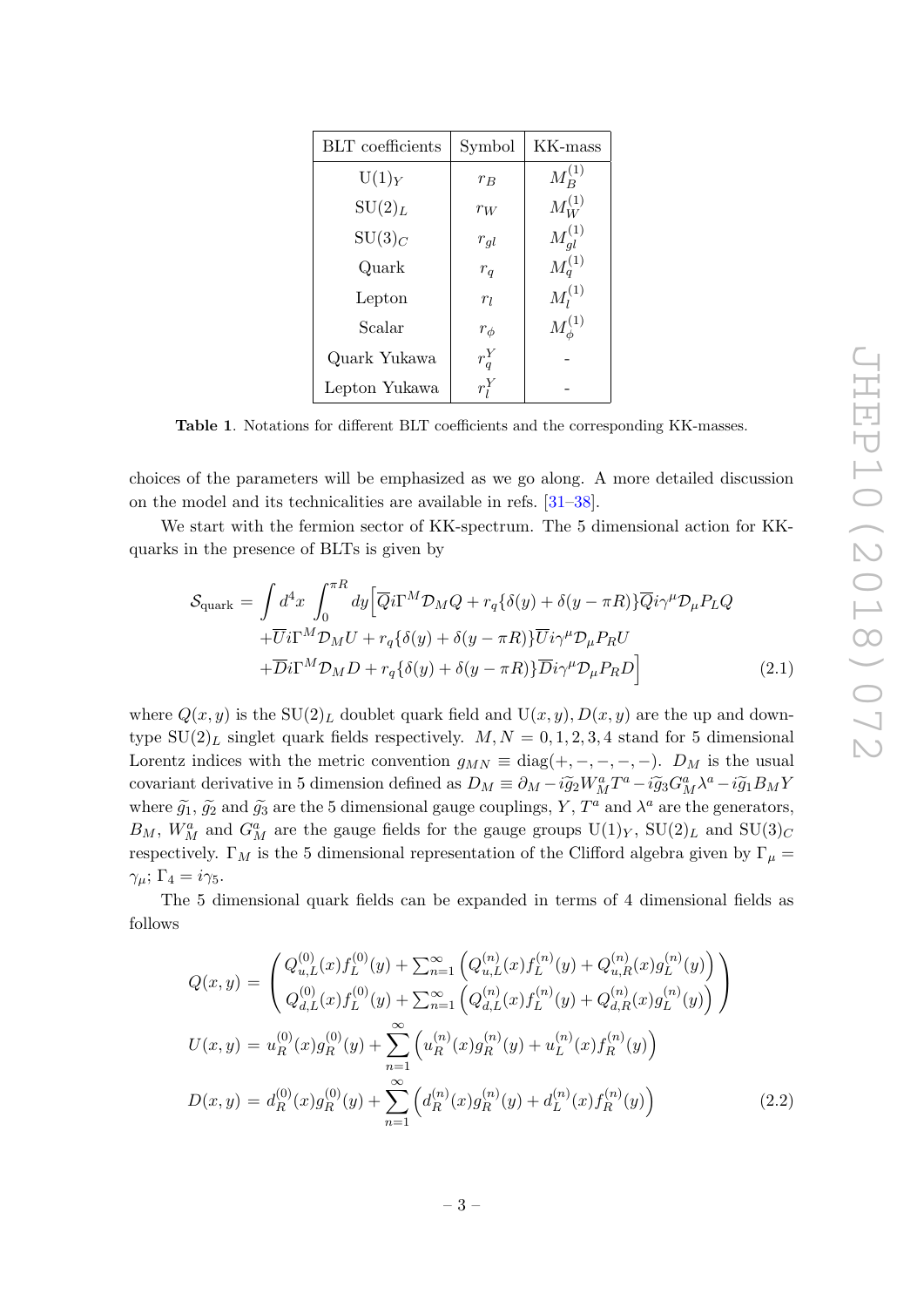| BLT coefficients | Symbol | KK-mass |
|---|---|---|
| $\mathrm{U}(1)_Y$ | $r_B$ | $M_B^{(1)}$ |
| $\mathrm{SU}(2)_L$ | $r_W$ | $M_W^{(1)}$ |
| $\mathrm{SU}(3)_C$ | $r_{gl}$ | $M_{gl}^{(1)}$ |
| Quark | $r_q$ | $M_q^{(1)}$ |
| Lepton | $r_l$ | $M_l^{(1)}$ |
| Scalar | $r_\phi$ | $M_\phi^{(1)}$ |
| Quark Yukawa | $r_q^Y$ | - |
| Lepton Yukawa | $r_l^Y$ | - |

**Table 1**. Notations for different BLT coefficients and the corresponding KK-masses.

choices of the parameters will be emphasized as we go along. A more detailed discussion on the model and its technicalities are available in refs. [31–38].

We start with the fermion sector of KK-spectrum. The 5 dimensional action for KK-quarks in the presence of BLTs is given by

$$
\begin{aligned}
\mathcal{S}_{\text{quark}} = \int d^4x \int_0^{\pi R} dy \Big[ & \overline{Q} i\Gamma^M \mathcal{D}_M Q + r_q\{\delta(y) + \delta(y-\pi R)\}\overline{Q} i\gamma^\mu \mathcal{D}_\mu P_L Q \\
& + \overline{U} i\Gamma^M \mathcal{D}_M U + r_q\{\delta(y) + \delta(y-\pi R)\}\overline{U} i\gamma^\mu \mathcal{D}_\mu P_R U \\
& + \overline{D} i\Gamma^M \mathcal{D}_M D + r_q\{\delta(y) + \delta(y-\pi R)\}\overline{D} i\gamma^\mu \mathcal{D}_\mu P_R D \Big]
\end{aligned} \tag{2.1}
$$

where $Q(x,y)$ is the $\mathrm{SU}(2)_L$ doublet quark field and $\mathrm{U}(x,y), D(x,y)$ are the up and down-type $\mathrm{SU}(2)_L$ singlet quark fields respectively. $M, N = 0,1,2,3,4$ stand for 5 dimensional Lorentz indices with the metric convention $g_{MN} \equiv \mathrm{diag}(+,-,-,-,-)$. $D_M$ is the usual covariant derivative in 5 dimension defined as $D_M \equiv \partial_M - i\widetilde{g}_2 W_M^a T^a - i\widetilde{g}_3 G_M^a \lambda^a - i\widetilde{g}_1 B_M Y$ where $\widetilde{g}_1$, $\widetilde{g}_2$ and $\widetilde{g}_3$ are the 5 dimensional gauge couplings, $Y$, $T^a$ and $\lambda^a$ are the generators, $B_M$, $W_M^a$ and $G_M^a$ are the gauge fields for the gauge groups $\mathrm{U}(1)_Y$, $\mathrm{SU}(2)_L$ and $\mathrm{SU}(3)_C$ respectively. $\Gamma_M$ is the 5 dimensional representation of the Clifford algebra given by $\Gamma_\mu = \gamma_\mu$; $\Gamma_4 = i\gamma_5$.

The 5 dimensional quark fields can be expanded in terms of 4 dimensional fields as follows

$$
\begin{aligned}
Q(x,y) &= \begin{pmatrix} Q_{u,L}^{(0)}(x) f_L^{(0)}(y) + \sum_{n=1}^{\infty} \left( Q_{u,L}^{(n)}(x) f_L^{(n)}(y) + Q_{u,R}^{(n)}(x) g_L^{(n)}(y) \right) \\ Q_{d,L}^{(0)}(x) f_L^{(0)}(y) + \sum_{n=1}^{\infty} \left( Q_{d,L}^{(n)}(x) f_L^{(n)}(y) + Q_{d,R}^{(n)}(x) g_L^{(n)}(y) \right) \end{pmatrix} \\
U(x,y) &= u_R^{(0)}(x) g_R^{(0)}(y) + \sum_{n=1}^{\infty} \left( u_R^{(n)}(x) g_R^{(n)}(y) + u_L^{(n)}(x) f_R^{(n)}(y) \right) \\
D(x,y) &= d_R^{(0)}(x) g_R^{(0)}(y) + \sum_{n=1}^{\infty} \left( d_R^{(n)}(x) g_R^{(n)}(y) + d_L^{(n)}(x) f_R^{(n)}(y) \right)
\end{aligned} \tag{2.2}
$$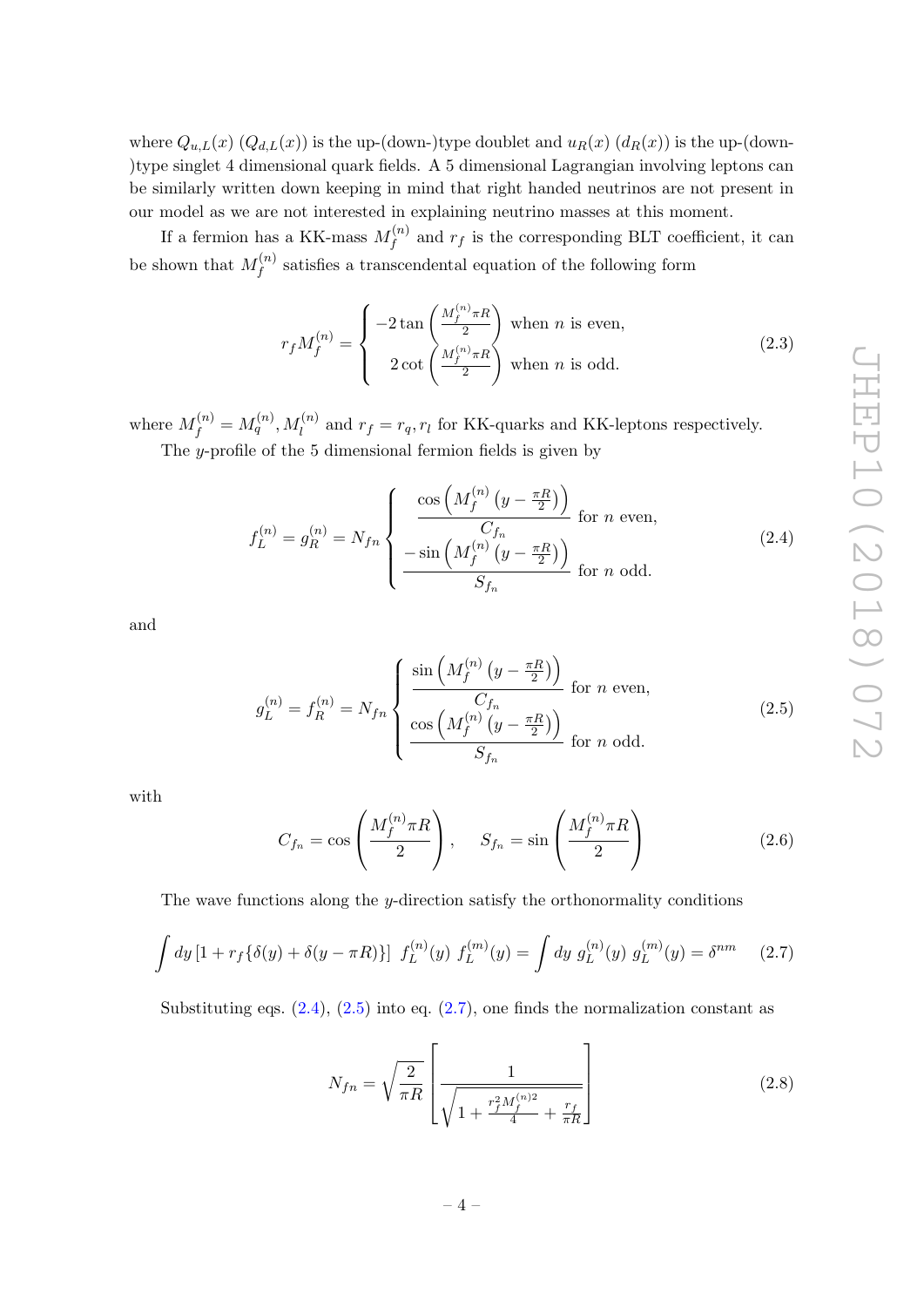where $Q_{u,L}(x)$ ($Q_{d,L}(x)$) is the up-(down-)type doublet and $u_R(x)$ ($d_R(x)$) is the up-(down-)type singlet 4 dimensional quark fields. A 5 dimensional Lagrangian involving leptons can be similarly written down keeping in mind that right handed neutrinos are not present in our model as we are not interested in explaining neutrino masses at this moment.

If a fermion has a KK-mass $M_f^{(n)}$ and $r_f$ is the corresponding BLT coefficient, it can be shown that $M_f^{(n)}$ satisfies a transcendental equation of the following form

$$r_f M_f^{(n)} = \begin{cases} -2\tan\left(\frac{M_f^{(n)}\pi R}{2}\right) \text{ when } n \text{ is even,} \\ \;\;\; 2\cot\left(\frac{M_f^{(n)}\pi R}{2}\right) \text{ when } n \text{ is odd.} \end{cases} \tag{2.3}$$

where $M_f^{(n)} = M_q^{(n)}, M_l^{(n)}$ and $r_f = r_q, r_l$ for KK-quarks and KK-leptons respectively.

The $y$-profile of the 5 dimensional fermion fields is given by

$$f_L^{(n)} = g_R^{(n)} = N_{fn} \begin{cases} \dfrac{\cos\left(M_f^{(n)}\left(y - \frac{\pi R}{2}\right)\right)}{C_{f_n}} \text{ for } n \text{ even,} \\ \dfrac{-\sin\left(M_f^{(n)}\left(y - \frac{\pi R}{2}\right)\right)}{S_{f_n}} \text{ for } n \text{ odd.} \end{cases} \tag{2.4}$$

and

$$g_L^{(n)} = f_R^{(n)} = N_{fn} \begin{cases} \dfrac{\sin\left(M_f^{(n)}\left(y - \frac{\pi R}{2}\right)\right)}{C_{f_n}} \text{ for } n \text{ even,} \\ \dfrac{\cos\left(M_f^{(n)}\left(y - \frac{\pi R}{2}\right)\right)}{S_{f_n}} \text{ for } n \text{ odd.} \end{cases} \tag{2.5}$$

with

$$C_{f_n} = \cos\left(\frac{M_f^{(n)}\pi R}{2}\right), \qquad S_{f_n} = \sin\left(\frac{M_f^{(n)}\pi R}{2}\right) \tag{2.6}$$

The wave functions along the $y$-direction satisfy the orthonormality conditions

$$\int dy \left[1 + r_f\{\delta(y) + \delta(y - \pi R)\}\right] \; f_L^{(n)}(y) \; f_L^{(m)}(y) = \int dy \; g_L^{(n)}(y) \; g_L^{(m)}(y) = \delta^{nm} \tag{2.7}$$

Substituting eqs. (2.4), (2.5) into eq. (2.7), one finds the normalization constant as

$$N_{fn} = \sqrt{\frac{2}{\pi R}} \left[\frac{1}{\sqrt{1 + \frac{r_f^2 M_f^{(n)2}}{4} + \frac{r_f}{\pi R}}}\right] \tag{2.8}$$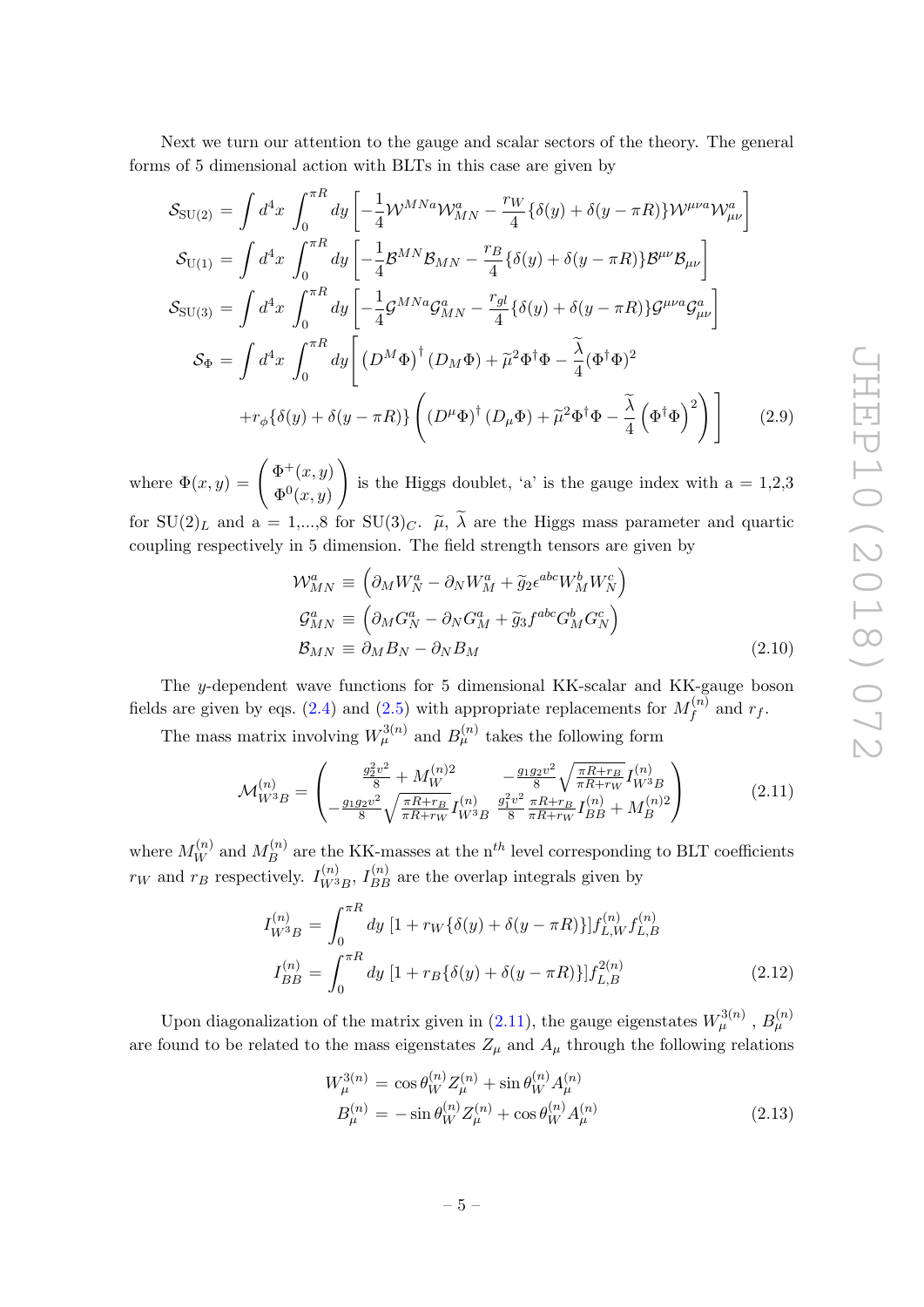Next we turn our attention to the gauge and scalar sectors of the theory. The general forms of 5 dimensional action with BLTs in this case are given by

$$
\begin{aligned}
\mathcal{S}_{\rm SU(2)} &= \int d^4x \int_0^{\pi R} dy \left[ -\frac{1}{4}\mathcal{W}^{MNa}\mathcal{W}^a_{MN} - \frac{r_W}{4}\{\delta(y)+\delta(y-\pi R)\}\mathcal{W}^{\mu\nu a}\mathcal{W}^a_{\mu\nu} \right] \\
\mathcal{S}_{\rm U(1)} &= \int d^4x \int_0^{\pi R} dy \left[ -\frac{1}{4}\mathcal{B}^{MN}\mathcal{B}_{MN} - \frac{r_B}{4}\{\delta(y)+\delta(y-\pi R)\}\mathcal{B}^{\mu\nu}\mathcal{B}_{\mu\nu} \right] \\
\mathcal{S}_{\rm SU(3)} &= \int d^4x \int_0^{\pi R} dy \left[ -\frac{1}{4}\mathcal{G}^{MNa}\mathcal{G}^a_{MN} - \frac{r_{gl}}{4}\{\delta(y)+\delta(y-\pi R)\}\mathcal{G}^{\mu\nu a}\mathcal{G}^a_{\mu\nu} \right] \\
\mathcal{S}_\Phi &= \int d^4x \int_0^{\pi R} dy \Bigg[ \left(D^M\Phi\right)^\dagger \left(D_M\Phi\right) + \widetilde{\mu}^2\Phi^\dagger\Phi - \frac{\widetilde{\lambda}}{4}(\Phi^\dagger\Phi)^2 \\
&\quad + r_\phi\{\delta(y)+\delta(y-\pi R)\}\left( \left(D^\mu\Phi\right)^\dagger \left(D_\mu\Phi\right) + \widetilde{\mu}^2\Phi^\dagger\Phi - \frac{\widetilde{\lambda}}{4}\left(\Phi^\dagger\Phi\right)^2 \right) \Bigg]
\end{aligned}
\tag{2.9}
$$

where $\Phi(x,y) = \begin{pmatrix} \Phi^+(x,y) \\ \Phi^0(x,y) \end{pmatrix}$ is the Higgs doublet, 'a' is the gauge index with a = 1,2,3 for $SU(2)_L$ and a = 1,...,8 for $SU(3)_C$. $\widetilde{\mu}$, $\widetilde{\lambda}$ are the Higgs mass parameter and quartic coupling respectively in 5 dimension. The field strength tensors are given by

$$
\begin{aligned}
\mathcal{W}^a_{MN} &\equiv \left(\partial_M W^a_N - \partial_N W^a_M + \widetilde{g}_2 \epsilon^{abc} W^b_M W^c_N\right) \\
\mathcal{G}^a_{MN} &\equiv \left(\partial_M G^a_N - \partial_N G^a_M + \widetilde{g}_3 f^{abc} G^b_M G^c_N\right) \\
\mathcal{B}_{MN} &\equiv \partial_M B_N - \partial_N B_M
\end{aligned}
\tag{2.10}
$$

The $y$-dependent wave functions for 5 dimensional KK-scalar and KK-gauge boson fields are given by eqs. (2.4) and (2.5) with appropriate replacements for $M_f^{(n)}$ and $r_f$.

The mass matrix involving $W_\mu^{3(n)}$ and $B_\mu^{(n)}$ takes the following form

$$
\mathcal{M}^{(n)}_{W^3B} = \begin{pmatrix} \frac{g_2^2 v^2}{8} + M_W^{(n)2} & -\frac{g_1 g_2 v^2}{8}\sqrt{\frac{\pi R + r_B}{\pi R + r_W}} I^{(n)}_{W^3B} \\ -\frac{g_1 g_2 v^2}{8}\sqrt{\frac{\pi R + r_B}{\pi R + r_W}} I^{(n)}_{W^3B} & \frac{g_1^2 v^2}{8}\frac{\pi R + r_B}{\pi R + r_W} I^{(n)}_{BB} + M_B^{(n)2} \end{pmatrix}
\tag{2.11}
$$

where $M_W^{(n)}$ and $M_B^{(n)}$ are the KK-masses at the n$^{th}$ level corresponding to BLT coefficients $r_W$ and $r_B$ respectively. $I^{(n)}_{W^3B}$, $I^{(n)}_{BB}$ are the overlap integrals given by

$$
\begin{aligned}
I^{(n)}_{W^3B} &= \int_0^{\pi R} dy\ [1 + r_W\{\delta(y) + \delta(y-\pi R)\}] f^{(n)}_{L,W} f^{(n)}_{L,B} \\
I^{(n)}_{BB} &= \int_0^{\pi R} dy\ [1 + r_B\{\delta(y) + \delta(y-\pi R)\}] f^{2(n)}_{L,B}
\end{aligned}
\tag{2.12}
$$

Upon diagonalization of the matrix given in (2.11), the gauge eigenstates $W_\mu^{3(n)}$ , $B_\mu^{(n)}$ are found to be related to the mass eigenstates $Z_\mu$ and $A_\mu$ through the following relations

$$
\begin{aligned}
W_\mu^{3(n)} &= \cos\theta_W^{(n)} Z_\mu^{(n)} + \sin\theta_W^{(n)} A_\mu^{(n)} \\
B_\mu^{(n)} &= -\sin\theta_W^{(n)} Z_\mu^{(n)} + \cos\theta_W^{(n)} A_\mu^{(n)}
\end{aligned}
\tag{2.13}
$$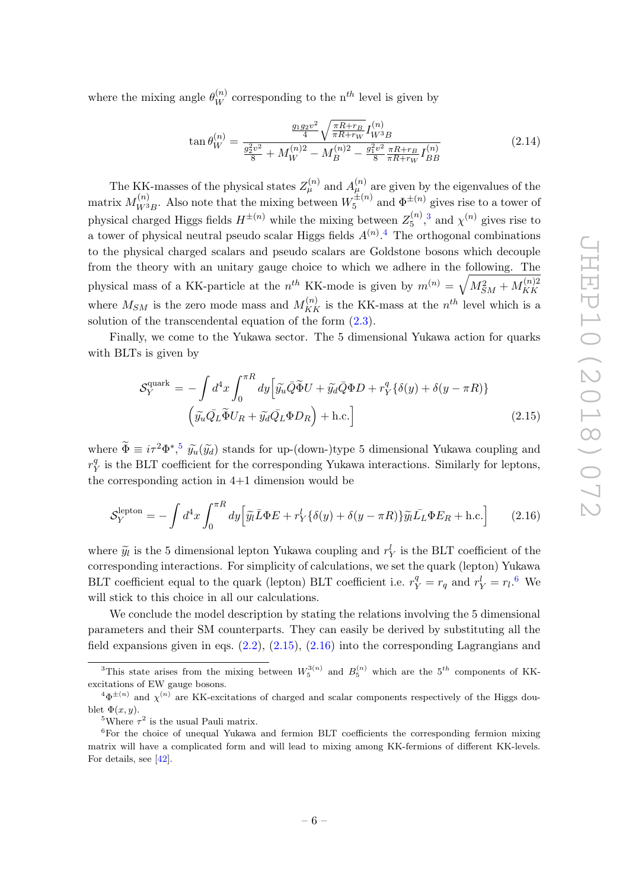where the mixing angle $\theta_W^{(n)}$ corresponding to the n$^{th}$ level is given by

$$\tan\theta_W^{(n)} = \frac{\frac{g_1 g_2 v^2}{4}\sqrt{\frac{\pi R + r_B}{\pi R + r_W}}\, I_{W^3 B}^{(n)}}{\frac{g_2^2 v^2}{8} + M_W^{(n)2} - M_B^{(n)2} - \frac{g_1^2 v^2}{8}\frac{\pi R + r_B}{\pi R + r_W} I_{BB}^{(n)}} \tag{2.14}$$

The KK-masses of the physical states $Z_\mu^{(n)}$ and $A_\mu^{(n)}$ are given by the eigenvalues of the matrix $M_{W^3B}^{(n)}$. Also note that the mixing between $W_5^{\pm(n)}$ and $\Phi^{\pm(n)}$ gives rise to a tower of physical charged Higgs fields $H^{\pm(n)}$ while the mixing between $Z_5^{(n)}$,[3] and $\chi^{(n)}$ gives rise to a tower of physical neutral pseudo scalar Higgs fields $A^{(n)}$.[4] The orthogonal combinations to the physical charged scalars and pseudo scalars are Goldstone bosons which decouple from the theory with an unitary gauge choice to which we adhere in the following. The physical mass of a KK-particle at the $n^{th}$ KK-mode is given by $m^{(n)} = \sqrt{M_{SM}^2 + M_{KK}^{(n)2}}$ where $M_{SM}$ is the zero mode mass and $M_{KK}^{(n)}$ is the KK-mass at the $n^{th}$ level which is a solution of the transcendental equation of the form (2.3).

Finally, we come to the Yukawa sector. The 5 dimensional Yukawa action for quarks with BLTs is given by

$$\mathcal{S}_Y^{\text{quark}} = -\int d^4x \int_0^{\pi R} dy \Big[ \widetilde{y}_u \bar{Q}\widetilde{\Phi} U + \widetilde{y}_d \bar{Q}\Phi D + r_Y^q\{\delta(y) + \delta(y - \pi R)\} \\ \Big(\widetilde{y}_u \bar{Q_L}\widetilde{\Phi} U_R + \widetilde{y}_d \bar{Q_L}\Phi D_R\Big) + \text{h.c.}\Big] \tag{2.15}$$

where $\widetilde{\Phi} \equiv i\tau^2\Phi^*$,[5] $\widetilde{y}_u(\widetilde{y}_d)$ stands for up-(down-)type 5 dimensional Yukawa coupling and $r_Y^q$ is the BLT coefficient for the corresponding Yukawa interactions. Similarly for leptons, the corresponding action in 4+1 dimension would be

$$\mathcal{S}_Y^{\text{lepton}} = -\int d^4x \int_0^{\pi R} dy \Big[ \widetilde{y}_l \bar{L}\Phi E + r_Y^l\{\delta(y) + \delta(y - \pi R)\}\widetilde{y}_l \bar{L_L}\Phi E_R + \text{h.c.}\Big] \tag{2.16}$$

where $\widetilde{y}_l$ is the 5 dimensional lepton Yukawa coupling and $r_Y^l$ is the BLT coefficient of the corresponding interactions. For simplicity of calculations, we set the quark (lepton) Yukawa BLT coefficient equal to the quark (lepton) BLT coefficient i.e. $r_Y^q = r_q$ and $r_Y^l = r_l$.[6] We will stick to this choice in all our calculations.

We conclude the model description by stating the relations involving the 5 dimensional parameters and their SM counterparts. They can easily be derived by substituting all the field expansions given in eqs. (2.2), (2.15), (2.16) into the corresponding Lagrangians and

---

[3] This state arises from the mixing between $W_5^{3(n)}$ and $B_5^{(n)}$ which are the $5^{th}$ components of KK-excitations of EW gauge bosons.

[4] $\Phi^{\pm(n)}$ and $\chi^{(n)}$ are KK-excitations of charged and scalar components respectively of the Higgs doublet $\Phi(x, y)$.

[5] Where $\tau^2$ is the usual Pauli matrix.

[6] For the choice of unequal Yukawa and fermion BLT coefficients the corresponding fermion mixing matrix will have a complicated form and will lead to mixing among KK-fermions of different KK-levels. For details, see [42].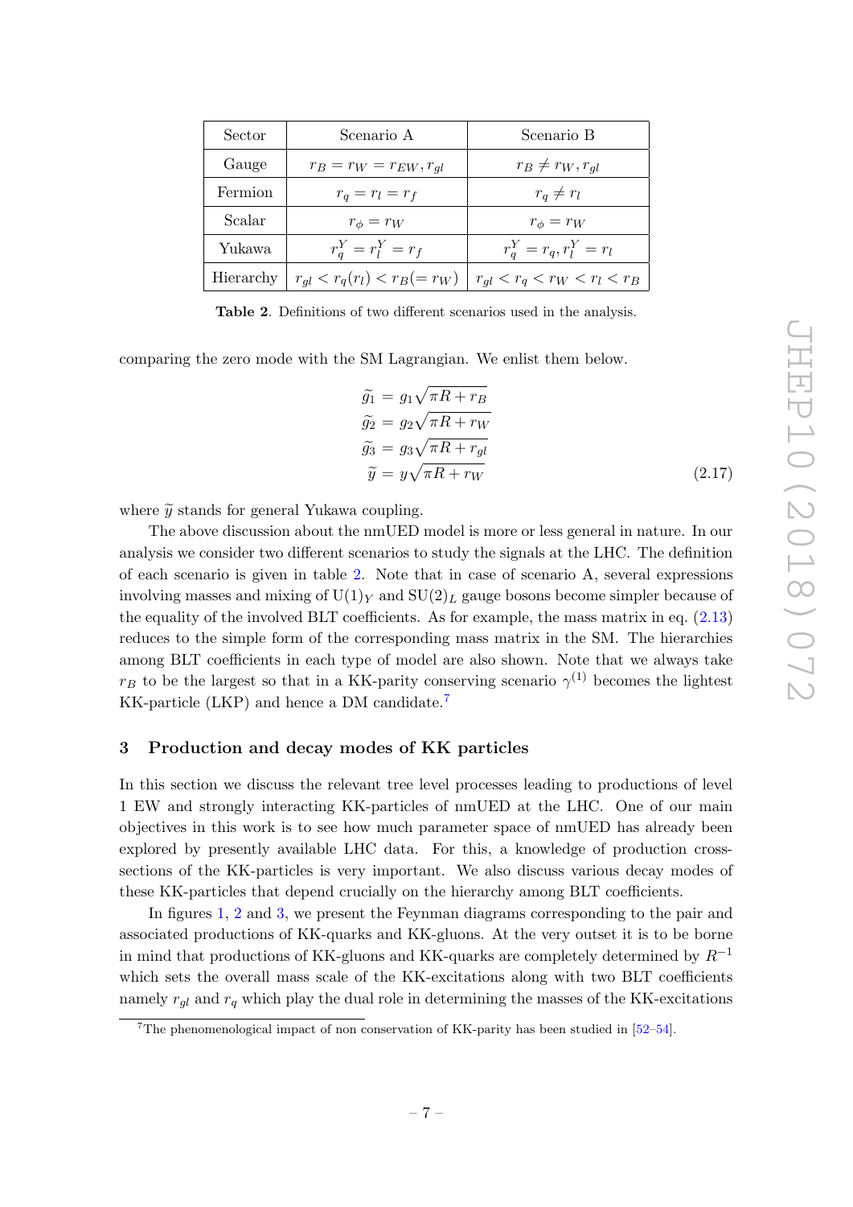| Sector | Scenario A | Scenario B |
|---|---|---|
| Gauge | $r_B = r_W = r_{EW}, r_{gl}$ | $r_B \neq r_W, r_{gl}$ |
| Fermion | $r_q = r_l = r_f$ | $r_q \neq r_l$ |
| Scalar | $r_\phi = r_W$ | $r_\phi = r_W$ |
| Yukawa | $r_q^Y = r_l^Y = r_f$ | $r_q^Y = r_q, r_l^Y = r_l$ |
| Hierarchy | $r_{gl} < r_q(r_l) < r_B(= r_W)$ | $r_{gl} < r_q < r_W < r_l < r_B$ |

**Table 2**. Definitions of two different scenarios used in the analysis.

comparing the zero mode with the SM Lagrangian. We enlist them below.

$$
\begin{aligned}
\widetilde{g_1} &= g_1\sqrt{\pi R + r_B} \\
\widetilde{g_2} &= g_2\sqrt{\pi R + r_W} \\
\widetilde{g_3} &= g_3\sqrt{\pi R + r_{gl}} \\
\widetilde{y} &= y\sqrt{\pi R + r_W}
\end{aligned}
\tag{2.17}
$$

where $\widetilde{y}$ stands for general Yukawa coupling.

The above discussion about the nmUED model is more or less general in nature. In our analysis we consider two different scenarios to study the signals at the LHC. The definition of each scenario is given in table 2. Note that in case of scenario A, several expressions involving masses and mixing of $\mathrm{U}(1)_Y$ and $\mathrm{SU}(2)_L$ gauge bosons become simpler because of the equality of the involved BLT coefficients. As for example, the mass matrix in eq. (2.13) reduces to the simple form of the corresponding mass matrix in the SM. The hierarchies among BLT coefficients in each type of model are also shown. Note that we always take $r_B$ to be the largest so that in a KK-parity conserving scenario $\gamma^{(1)}$ becomes the lightest KK-particle (LKP) and hence a DM candidate.[7]

## 3 Production and decay modes of KK particles

In this section we discuss the relevant tree level processes leading to productions of level 1 EW and strongly interacting KK-particles of nmUED at the LHC. One of our main objectives in this work is to see how much parameter space of nmUED has already been explored by presently available LHC data. For this, a knowledge of production cross-sections of the KK-particles is very important. We also discuss various decay modes of these KK-particles that depend crucially on the hierarchy among BLT coefficients.

In figures 1, 2 and 3, we present the Feynman diagrams corresponding to the pair and associated productions of KK-quarks and KK-gluons. At the very outset it is to be borne in mind that productions of KK-gluons and KK-quarks are completely determined by $R^{-1}$ which sets the overall mass scale of the KK-excitations along with two BLT coefficients namely $r_{gl}$ and $r_q$ which play the dual role in determining the masses of the KK-excitations

[7] The phenomenological impact of non conservation of KK-parity has been studied in [52–54].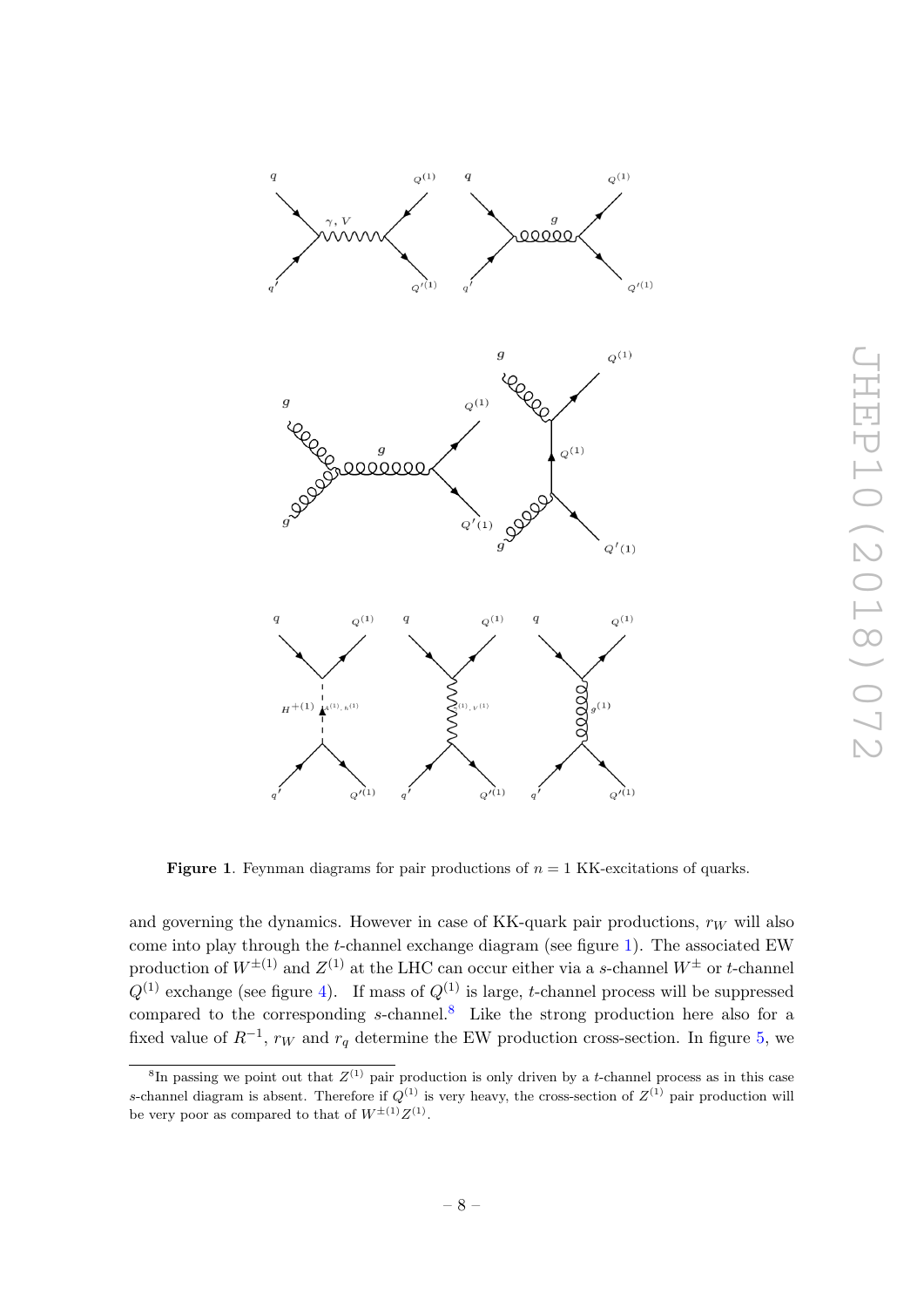Figure 1. Feynman diagrams for pair productions of $n = 1$ KK-excitations of quarks.

and governing the dynamics. However in case of KK-quark pair productions, $r_W$ will also come into play through the $t$-channel exchange diagram (see figure 1). The associated EW production of $W^{\pm(1)}$ and $Z^{(1)}$ at the LHC can occur either via a $s$-channel $W^{\pm}$ or $t$-channel $Q^{(1)}$ exchange (see figure 4). If mass of $Q^{(1)}$ is large, $t$-channel process will be suppressed compared to the corresponding $s$-channel.[8] Like the strong production here also for a fixed value of $R^{-1}$, $r_W$ and $r_q$ determine the EW production cross-section. In figure 5, we

[8] In passing we point out that $Z^{(1)}$ pair production is only driven by a $t$-channel process as in this case $s$-channel diagram is absent. Therefore if $Q^{(1)}$ is very heavy, the cross-section of $Z^{(1)}$ pair production will be very poor as compared to that of $W^{\pm(1)}Z^{(1)}$.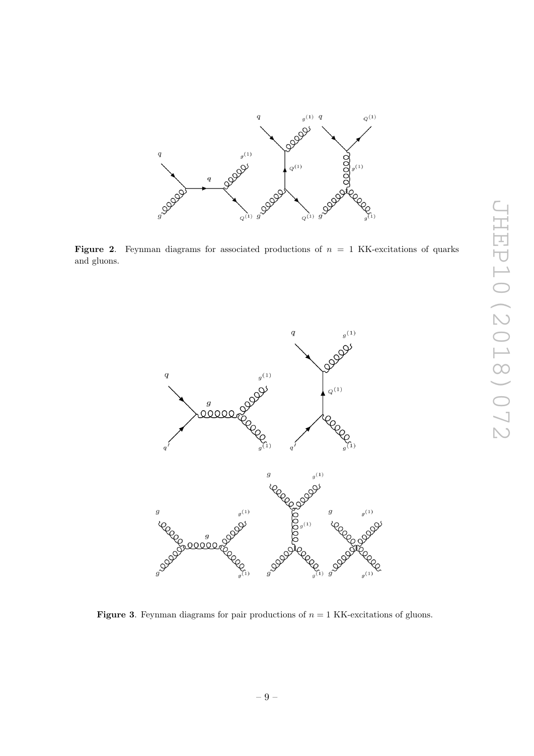**Figure 2**. Feynman diagrams for associated productions of $n = 1$ KK-excitations of quarks and gluons.

**Figure 3**. Feynman diagrams for pair productions of $n = 1$ KK-excitations of gluons.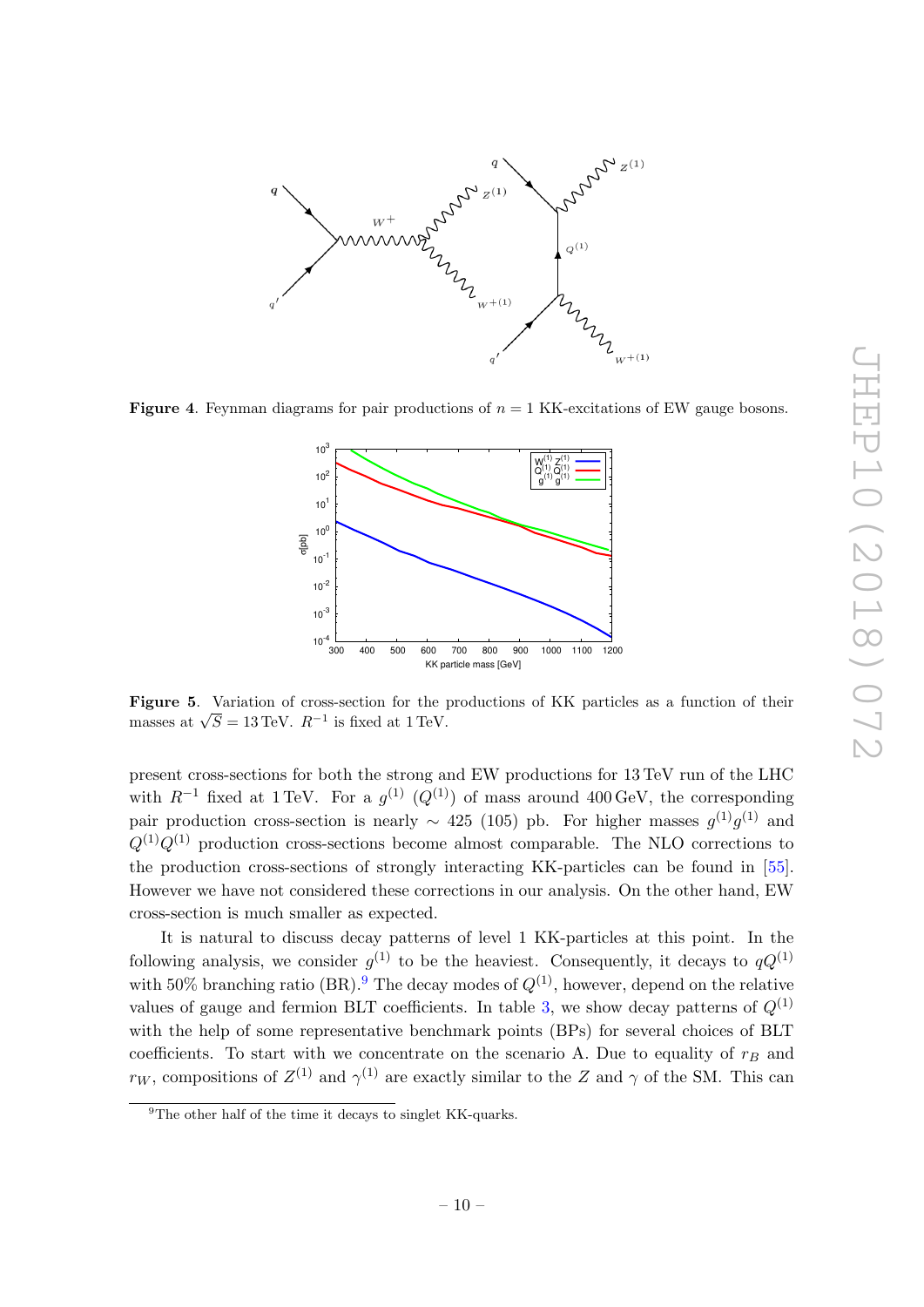**Figure 4**. Feynman diagrams for pair productions of $n = 1$ KK-excitations of EW gauge bosons.

**Figure 5**. Variation of cross-section for the productions of KK particles as a function of their masses at $\sqrt{S} = 13\,\text{TeV}$. $R^{-1}$ is fixed at 1 TeV.

present cross-sections for both the strong and EW productions for 13 TeV run of the LHC with $R^{-1}$ fixed at 1 TeV. For a $g^{(1)}$ ($Q^{(1)}$) of mass around 400 GeV, the corresponding pair production cross-section is nearly $\sim$ 425 (105) pb. For higher masses $g^{(1)}g^{(1)}$ and $Q^{(1)}Q^{(1)}$ production cross-sections become almost comparable. The NLO corrections to the production cross-sections of strongly interacting KK-particles can be found in [55]. However we have not considered these corrections in our analysis. On the other hand, EW cross-section is much smaller as expected.

It is natural to discuss decay patterns of level 1 KK-particles at this point. In the following analysis, we consider $g^{(1)}$ to be the heaviest. Consequently, it decays to $qQ^{(1)}$ with 50% branching ratio (BR).[9] The decay modes of $Q^{(1)}$, however, depend on the relative values of gauge and fermion BLT coefficients. In table 3, we show decay patterns of $Q^{(1)}$ with the help of some representative benchmark points (BPs) for several choices of BLT coefficients. To start with we concentrate on the scenario A. Due to equality of $r_B$ and $r_W$, compositions of $Z^{(1)}$ and $\gamma^{(1)}$ are exactly similar to the $Z$ and $\gamma$ of the SM. This can

[9] The other half of the time it decays to singlet KK-quarks.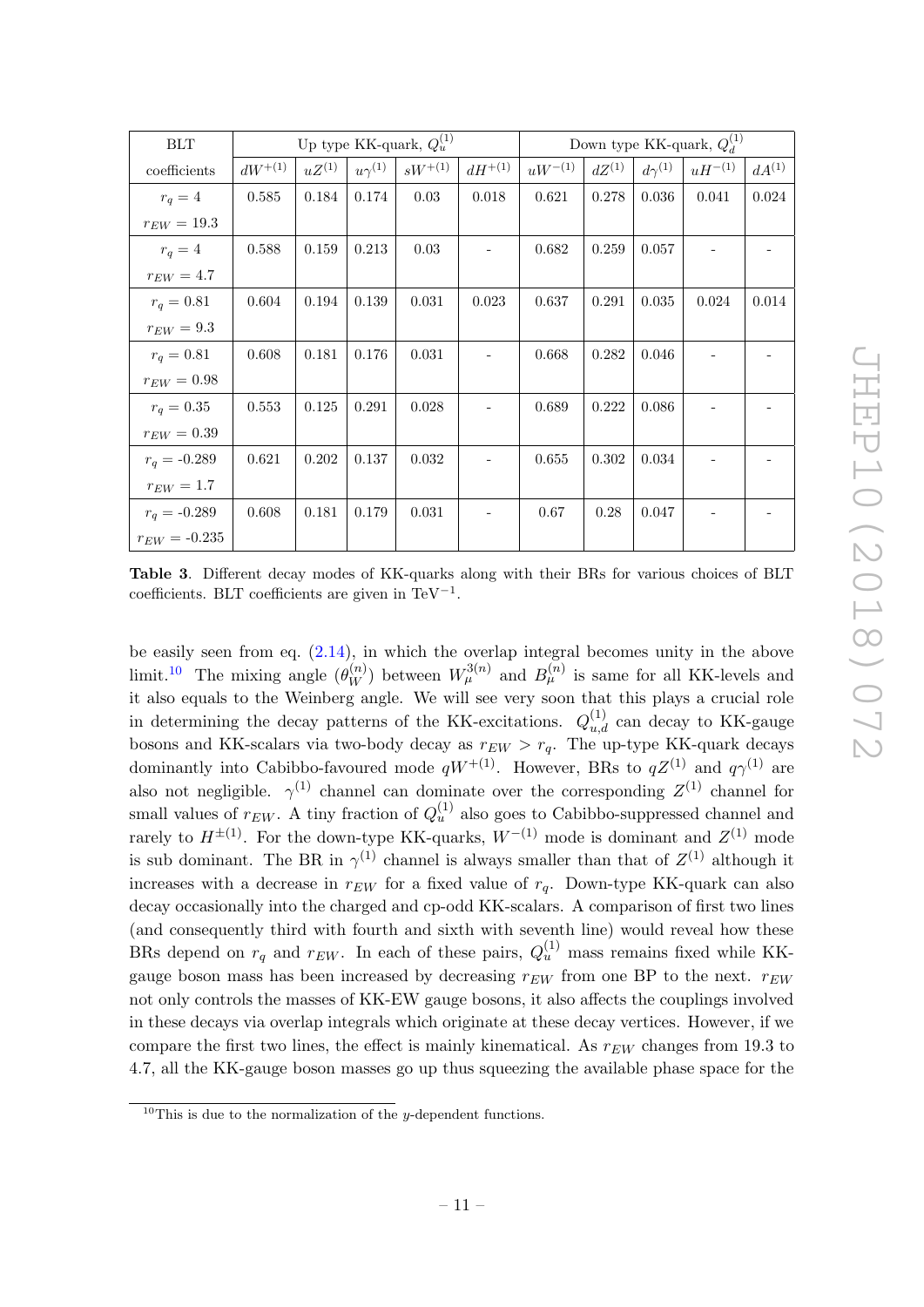| BLT | Up type KK-quark, $Q_u^{(1)}$ | | | | | Down type KK-quark, $Q_d^{(1)}$ | | | | |
|---|---|---|---|---|---|---|---|---|---|---|
| coefficients | $dW^{+(1)}$ | $uZ^{(1)}$ | $u\gamma^{(1)}$ | $sW^{+(1)}$ | $dH^{+(1)}$ | $uW^{-(1)}$ | $dZ^{(1)}$ | $d\gamma^{(1)}$ | $uH^{-(1)}$ | $dA^{(1)}$ |
| $r_q = 4$, $r_{EW} = 19.3$ | 0.585 | 0.184 | 0.174 | 0.03 | 0.018 | 0.621 | 0.278 | 0.036 | 0.041 | 0.024 |
| $r_q = 4$, $r_{EW} = 4.7$ | 0.588 | 0.159 | 0.213 | 0.03 | - | 0.682 | 0.259 | 0.057 | - | - |
| $r_q = 0.81$, $r_{EW} = 9.3$ | 0.604 | 0.194 | 0.139 | 0.031 | 0.023 | 0.637 | 0.291 | 0.035 | 0.024 | 0.014 |
| $r_q = 0.81$, $r_{EW} = 0.98$ | 0.608 | 0.181 | 0.176 | 0.031 | - | 0.668 | 0.282 | 0.046 | - | - |
| $r_q = 0.35$, $r_{EW} = 0.39$ | 0.553 | 0.125 | 0.291 | 0.028 | - | 0.689 | 0.222 | 0.086 | - | - |
| $r_q$ = -0.289, $r_{EW} = 1.7$ | 0.621 | 0.202 | 0.137 | 0.032 | - | 0.655 | 0.302 | 0.034 | - | - |
| $r_q$ = -0.289, $r_{EW}$ = -0.235 | 0.608 | 0.181 | 0.179 | 0.031 | - | 0.67 | 0.28 | 0.047 | - | - |

**Table 3**. Different decay modes of KK-quarks along with their BRs for various choices of BLT coefficients. BLT coefficients are given in TeV$^{-1}$.

be easily seen from eq. (2.14), in which the overlap integral becomes unity in the above limit.[10] The mixing angle ($\theta_W^{(n)}$) between $W_\mu^{3(n)}$ and $B_\mu^{(n)}$ is same for all KK-levels and it also equals to the Weinberg angle. We will see very soon that this plays a crucial role in determining the decay patterns of the KK-excitations. $Q_{u,d}^{(1)}$ can decay to KK-gauge bosons and KK-scalars via two-body decay as $r_{EW} > r_q$. The up-type KK-quark decays dominantly into Cabibbo-favoured mode $qW^{+(1)}$. However, BRs to $qZ^{(1)}$ and $q\gamma^{(1)}$ are also not negligible. $\gamma^{(1)}$ channel can dominate over the corresponding $Z^{(1)}$ channel for small values of $r_{EW}$. A tiny fraction of $Q_u^{(1)}$ also goes to Cabibbo-suppressed channel and rarely to $H^{\pm(1)}$. For the down-type KK-quarks, $W^{-(1)}$ mode is dominant and $Z^{(1)}$ mode is sub dominant. The BR in $\gamma^{(1)}$ channel is always smaller than that of $Z^{(1)}$ although it increases with a decrease in $r_{EW}$ for a fixed value of $r_q$. Down-type KK-quark can also decay occasionally into the charged and cp-odd KK-scalars. A comparison of first two lines (and consequently third with fourth and sixth with seventh line) would reveal how these BRs depend on $r_q$ and $r_{EW}$. In each of these pairs, $Q_u^{(1)}$ mass remains fixed while KK-gauge boson mass has been increased by decreasing $r_{EW}$ from one BP to the next. $r_{EW}$ not only controls the masses of KK-EW gauge bosons, it also affects the couplings involved in these decays via overlap integrals which originate at these decay vertices. However, if we compare the first two lines, the effect is mainly kinematical. As $r_{EW}$ changes from 19.3 to 4.7, all the KK-gauge boson masses go up thus squeezing the available phase space for the

[10] This is due to the normalization of the $y$-dependent functions.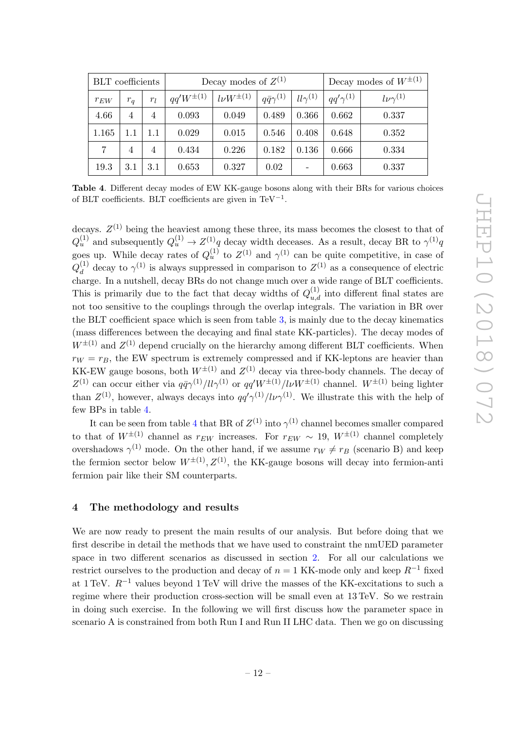| BLT coefficients | | | Decay modes of $Z^{(1)}$ | | | | Decay modes of $W^{\pm(1)}$ | |
|---|---|---|---|---|---|---|---|---|
| $r_{EW}$ | $r_q$ | $r_l$ | $qq'W^{\pm(1)}$ | $l\nu W^{\pm(1)}$ | $q\bar{q}\gamma^{(1)}$ | $ll\gamma^{(1)}$ | $qq'\gamma^{(1)}$ | $l\nu\gamma^{(1)}$ |
| 4.66 | 4 | 4 | 0.093 | 0.049 | 0.489 | 0.366 | 0.662 | 0.337 |
| 1.165 | 1.1 | 1.1 | 0.029 | 0.015 | 0.546 | 0.408 | 0.648 | 0.352 |
| 7 | 4 | 4 | 0.434 | 0.226 | 0.182 | 0.136 | 0.666 | 0.334 |
| 19.3 | 3.1 | 3.1 | 0.653 | 0.327 | 0.02 | - | 0.663 | 0.337 |

**Table 4**. Different decay modes of EW KK-gauge bosons along with their BRs for various choices of BLT coefficients. BLT coefficients are given in TeV$^{-1}$.

decays. $Z^{(1)}$ being the heaviest among these three, its mass becomes the closest to that of $Q_u^{(1)}$ and subsequently $Q_u^{(1)} \to Z^{(1)}q$ decay width deceases. As a result, decay BR to $\gamma^{(1)}q$ goes up. While decay rates of $Q_u^{(1)}$ to $Z^{(1)}$ and $\gamma^{(1)}$ can be quite competitive, in case of $Q_d^{(1)}$ decay to $\gamma^{(1)}$ is always suppressed in comparison to $Z^{(1)}$ as a consequence of electric charge. In a nutshell, decay BRs do not change much over a wide range of BLT coefficients. This is primarily due to the fact that decay widths of $Q_{u,d}^{(1)}$ into different final states are not too sensitive to the couplings through the overlap integrals. The variation in BR over the BLT coefficient space which is seen from table 3, is mainly due to the decay kinematics (mass differences between the decaying and final state KK-particles). The decay modes of $W^{\pm(1)}$ and $Z^{(1)}$ depend crucially on the hierarchy among different BLT coefficients. When $r_W = r_B$, the EW spectrum is extremely compressed and if KK-leptons are heavier than KK-EW gauge bosons, both $W^{\pm(1)}$ and $Z^{(1)}$ decay via three-body channels. The decay of $Z^{(1)}$ can occur either via $q\bar{q}\gamma^{(1)}/ll\gamma^{(1)}$ or $qq'W^{\pm(1)}/l\nu W^{\pm(1)}$ channel. $W^{\pm(1)}$ being lighter than $Z^{(1)}$, however, always decays into $qq'\gamma^{(1)}/l\nu\gamma^{(1)}$. We illustrate this with the help of few BPs in table 4.

It can be seen from table 4 that BR of $Z^{(1)}$ into $\gamma^{(1)}$ channel becomes smaller compared to that of $W^{\pm(1)}$ channel as $r_{EW}$ increases. For $r_{EW} \sim 19$, $W^{\pm(1)}$ channel completely overshadows $\gamma^{(1)}$ mode. On the other hand, if we assume $r_W \neq r_B$ (scenario B) and keep the fermion sector below $W^{\pm(1)}, Z^{(1)}$, the KK-gauge bosons will decay into fermion-anti fermion pair like their SM counterparts.

## 4 The methodology and results

We are now ready to present the main results of our analysis. But before doing that we first describe in detail the methods that we have used to constraint the nmUED parameter space in two different scenarios as discussed in section 2. For all our calculations we restrict ourselves to the production and decay of $n = 1$ KK-mode only and keep $R^{-1}$ fixed at 1 TeV. $R^{-1}$ values beyond 1 TeV will drive the masses of the KK-excitations to such a regime where their production cross-section will be small even at 13 TeV. So we restrain in doing such exercise. In the following we will first discuss how the parameter space in scenario A is constrained from both Run I and Run II LHC data. Then we go on discussing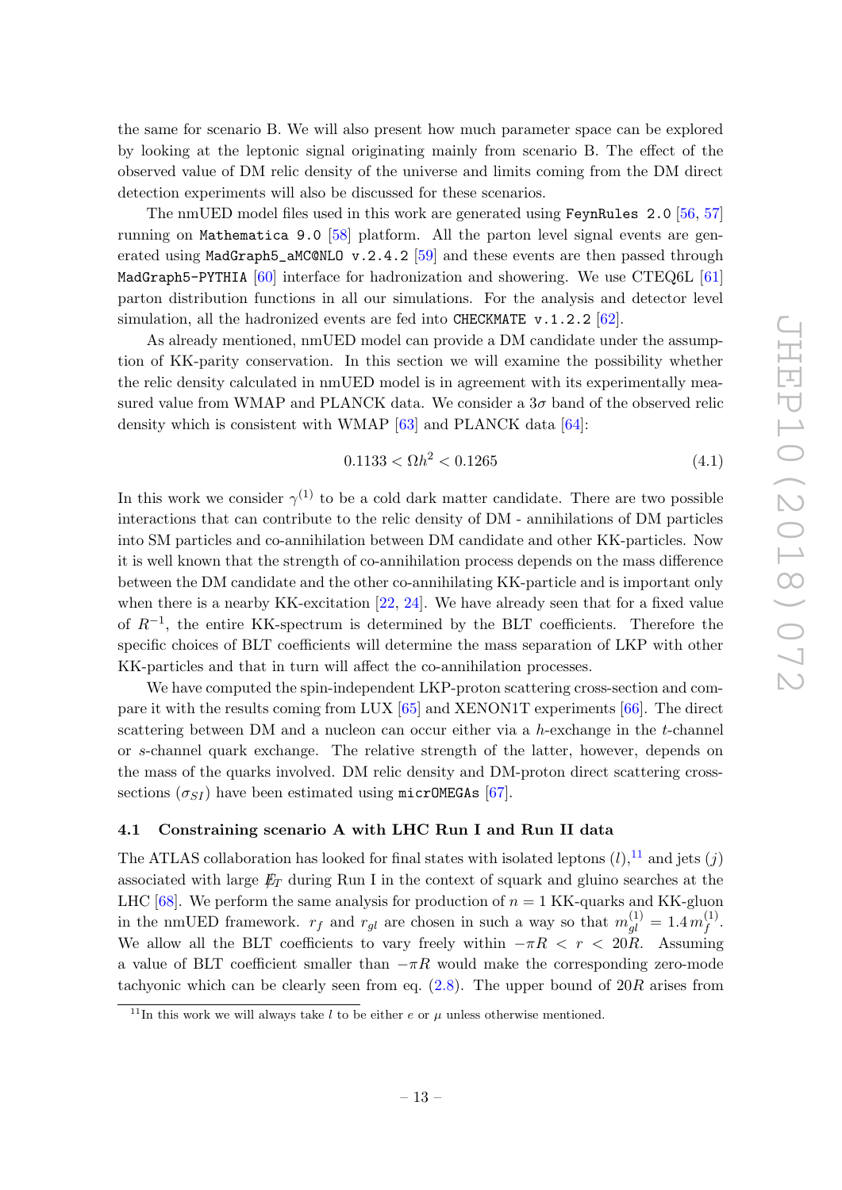the same for scenario B. We will also present how much parameter space can be explored by looking at the leptonic signal originating mainly from scenario B. The effect of the observed value of DM relic density of the universe and limits coming from the DM direct detection experiments will also be discussed for these scenarios.

The nmUED model files used in this work are generated using `FeynRules 2.0` [56, 57] running on `Mathematica 9.0` [58] platform. All the parton level signal events are generated using `MadGraph5_aMC@NLO v.2.4.2` [59] and these events are then passed through `MadGraph5-PYTHIA` [60] interface for hadronization and showering. We use CTEQ6L [61] parton distribution functions in all our simulations. For the analysis and detector level simulation, all the hadronized events are fed into `CHECKMATE v.1.2.2` [62].

As already mentioned, nmUED model can provide a DM candidate under the assumption of KK-parity conservation. In this section we will examine the possibility whether the relic density calculated in nmUED model is in agreement with its experimentally measured value from WMAP and PLANCK data. We consider a $3\sigma$ band of the observed relic density which is consistent with WMAP [63] and PLANCK data [64]:

$$0.1133 < \Omega h^2 < 0.1265 \tag{4.1}$$

In this work we consider $\gamma^{(1)}$ to be a cold dark matter candidate. There are two possible interactions that can contribute to the relic density of DM - annihilations of DM particles into SM particles and co-annihilation between DM candidate and other KK-particles. Now it is well known that the strength of co-annihilation process depends on the mass difference between the DM candidate and the other co-annihilating KK-particle and is important only when there is a nearby KK-excitation [22, 24]. We have already seen that for a fixed value of $R^{-1}$, the entire KK-spectrum is determined by the BLT coefficients. Therefore the specific choices of BLT coefficients will determine the mass separation of LKP with other KK-particles and that in turn will affect the co-annihilation processes.

We have computed the spin-independent LKP-proton scattering cross-section and compare it with the results coming from LUX [65] and XENON1T experiments [66]. The direct scattering between DM and a nucleon can occur either via a $h$-exchange in the $t$-channel or $s$-channel quark exchange. The relative strength of the latter, however, depends on the mass of the quarks involved. DM relic density and DM-proton direct scattering cross-sections ($\sigma_{SI}$) have been estimated using `micrOMEGAs` [67].

### 4.1 Constraining scenario A with LHC Run I and Run II data

The ATLAS collaboration has looked for final states with isolated leptons ($l$),[11] and jets ($j$) associated with large $\not{E}_T$ during Run I in the context of squark and gluino searches at the LHC [68]. We perform the same analysis for production of $n = 1$ KK-quarks and KK-gluon in the nmUED framework. $r_f$ and $r_{gl}$ are chosen in such a way so that $m_{gl}^{(1)} = 1.4\, m_f^{(1)}$. We allow all the BLT coefficients to vary freely within $-\pi R < r < 20R$. Assuming a value of BLT coefficient smaller than $-\pi R$ would make the corresponding zero-mode tachyonic which can be clearly seen from eq. (2.8). The upper bound of $20R$ arises from

[11] In this work we will always take $l$ to be either $e$ or $\mu$ unless otherwise mentioned.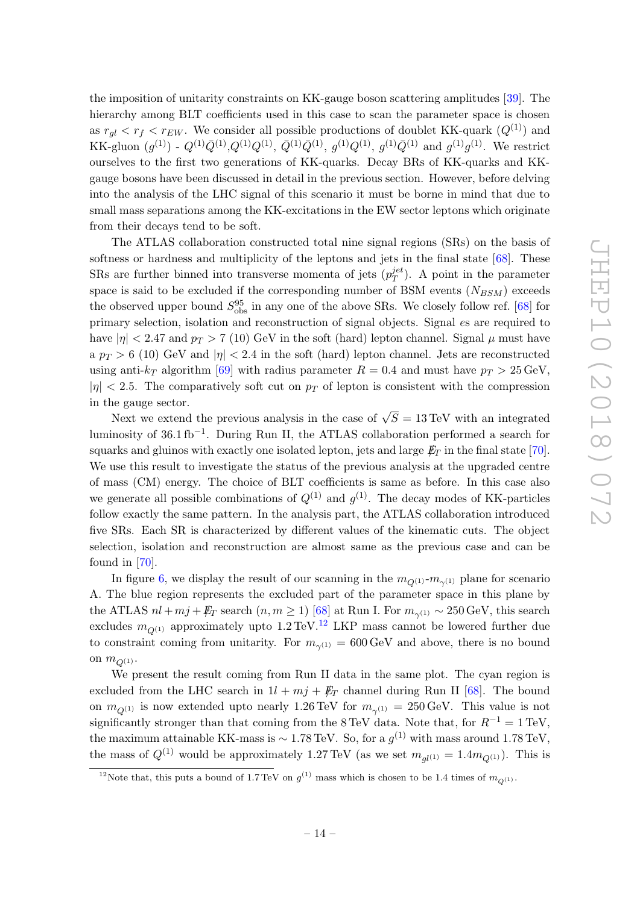the imposition of unitarity constraints on KK-gauge boson scattering amplitudes [39]. The hierarchy among BLT coefficients used in this case to scan the parameter space is chosen as $r_{gl} < r_f < r_{EW}$. We consider all possible productions of doublet KK-quark ($Q^{(1)}$) and KK-gluon ($g^{(1)}$) - $Q^{(1)}\bar{Q}^{(1)}$,$Q^{(1)}Q^{(1)}$, $\bar{Q}^{(1)}\bar{Q}^{(1)}$, $g^{(1)}Q^{(1)}$, $g^{(1)}\bar{Q}^{(1)}$ and $g^{(1)}g^{(1)}$. We restrict ourselves to the first two generations of KK-quarks. Decay BRs of KK-quarks and KK-gauge bosons have been discussed in detail in the previous section. However, before delving into the analysis of the LHC signal of this scenario it must be borne in mind that due to small mass separations among the KK-excitations in the EW sector leptons which originate from their decays tend to be soft.

The ATLAS collaboration constructed total nine signal regions (SRs) on the basis of softness or hardness and multiplicity of the leptons and jets in the final state [68]. These SRs are further binned into transverse momenta of jets ($p_T^{jet}$). A point in the parameter space is said to be excluded if the corresponding number of BSM events ($N_{BSM}$) exceeds the observed upper bound $S^{95}_{\rm obs}$ in any one of the above SRs. We closely follow ref. [68] for primary selection, isolation and reconstruction of signal objects. Signal $e$s are required to have $|\eta| < 2.47$ and $p_T > 7$ (10) GeV in the soft (hard) lepton channel. Signal $\mu$ must have a $p_T > 6$ (10) GeV and $|\eta| < 2.4$ in the soft (hard) lepton channel. Jets are reconstructed using anti-$k_T$ algorithm [69] with radius parameter $R = 0.4$ and must have $p_T > 25\,$GeV, $|\eta| < 2.5$. The comparatively soft cut on $p_T$ of lepton is consistent with the compression in the gauge sector.

Next we extend the previous analysis in the case of $\sqrt{S} = 13\,$TeV with an integrated luminosity of $36.1\,{\rm fb}^{-1}$. During Run II, the ATLAS collaboration performed a search for squarks and gluinos with exactly one isolated lepton, jets and large $\not{E}_T$ in the final state [70]. We use this result to investigate the status of the previous analysis at the upgraded centre of mass (CM) energy. The choice of BLT coefficients is same as before. In this case also we generate all possible combinations of $Q^{(1)}$ and $g^{(1)}$. The decay modes of KK-particles follow exactly the same pattern. In the analysis part, the ATLAS collaboration introduced five SRs. Each SR is characterized by different values of the kinematic cuts. The object selection, isolation and reconstruction are almost same as the previous case and can be found in [70].

In figure 6, we display the result of our scanning in the $m_{Q^{(1)}}$-$m_{\gamma^{(1)}}$ plane for scenario A. The blue region represents the excluded part of the parameter space in this plane by the ATLAS $nl + mj + \not{E}_T$ search ($n, m \geq 1$) [68] at Run I. For $m_{\gamma^{(1)}} \sim 250\,$GeV, this search excludes $m_{Q^{(1)}}$ approximately upto $1.2\,$TeV.[12] LKP mass cannot be lowered further due to constraint coming from unitarity. For $m_{\gamma^{(1)}} = 600\,$GeV and above, there is no bound on $m_{Q^{(1)}}$.

We present the result coming from Run II data in the same plot. The cyan region is excluded from the LHC search in $1l + mj + \not{E}_T$ channel during Run II [68]. The bound on $m_{Q^{(1)}}$ is now extended upto nearly $1.26\,$TeV for $m_{\gamma^{(1)}} = 250\,$GeV. This value is not significantly stronger than that coming from the 8 TeV data. Note that, for $R^{-1} = 1\,$TeV, the maximum attainable KK-mass is $\sim 1.78\,$TeV. So, for a $g^{(1)}$ with mass around $1.78\,$TeV, the mass of $Q^{(1)}$ would be approximately $1.27\,$TeV (as we set $m_{gl^{(1)}} = 1.4 m_{Q^{(1)}}$). This is

[12] Note that, this puts a bound of $1.7\,$TeV on $g^{(1)}$ mass which is chosen to be 1.4 times of $m_{Q^{(1)}}$.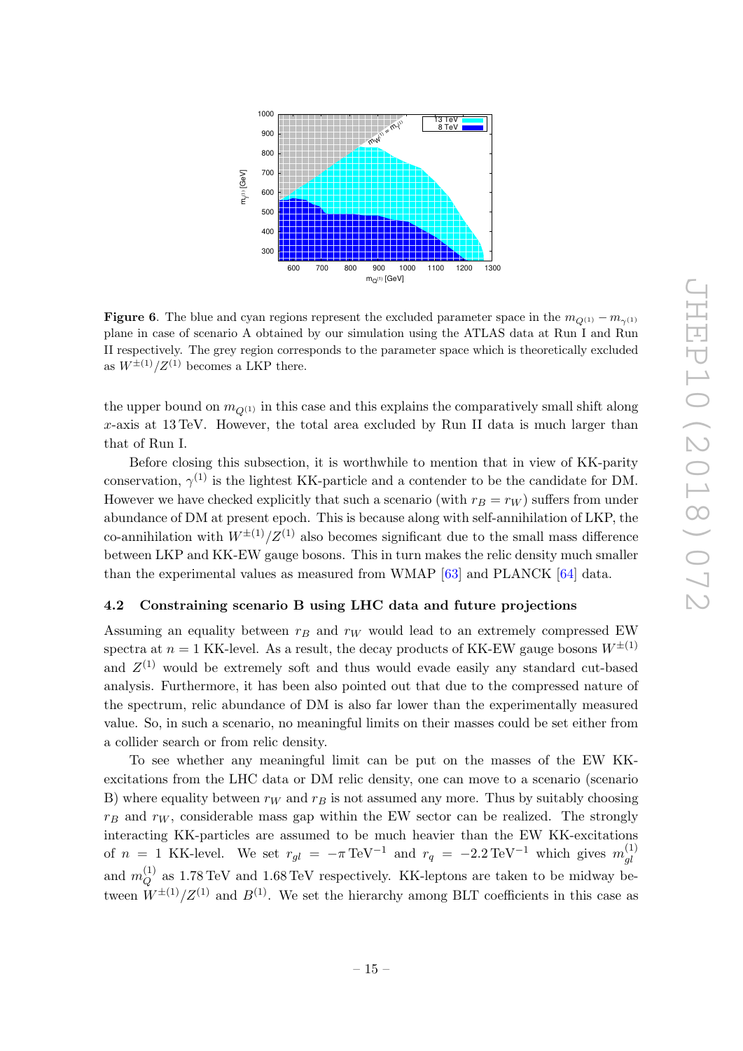**Figure 6**. The blue and cyan regions represent the excluded parameter space in the $m_{Q^{(1)}} - m_{\gamma^{(1)}}$ plane in case of scenario A obtained by our simulation using the ATLAS data at Run I and Run II respectively. The grey region corresponds to the parameter space which is theoretically excluded as $W^{\pm(1)}/Z^{(1)}$ becomes a LKP there.

the upper bound on $m_{Q^{(1)}}$ in this case and this explains the comparatively small shift along $x$-axis at 13 TeV. However, the total area excluded by Run II data is much larger than that of Run I.

Before closing this subsection, it is worthwhile to mention that in view of KK-parity conservation, $\gamma^{(1)}$ is the lightest KK-particle and a contender to be the candidate for DM. However we have checked explicitly that such a scenario (with $r_B = r_W$) suffers from under abundance of DM at present epoch. This is because along with self-annihilation of LKP, the co-annihilation with $W^{\pm(1)}/Z^{(1)}$ also becomes significant due to the small mass difference between LKP and KK-EW gauge bosons. This in turn makes the relic density much smaller than the experimental values as measured from WMAP [63] and PLANCK [64] data.

### 4.2 Constraining scenario B using LHC data and future projections

Assuming an equality between $r_B$ and $r_W$ would lead to an extremely compressed EW spectra at $n = 1$ KK-level. As a result, the decay products of KK-EW gauge bosons $W^{\pm(1)}$ and $Z^{(1)}$ would be extremely soft and thus would evade easily any standard cut-based analysis. Furthermore, it has been also pointed out that due to the compressed nature of the spectrum, relic abundance of DM is also far lower than the experimentally measured value. So, in such a scenario, no meaningful limits on their masses could be set either from a collider search or from relic density.

To see whether any meaningful limit can be put on the masses of the EW KK-excitations from the LHC data or DM relic density, one can move to a scenario (scenario B) where equality between $r_W$ and $r_B$ is not assumed any more. Thus by suitably choosing $r_B$ and $r_W$, considerable mass gap within the EW sector can be realized. The strongly interacting KK-particles are assumed to be much heavier than the EW KK-excitations of $n = 1$ KK-level. We set $r_{gl} = -\pi\,\text{TeV}^{-1}$ and $r_q = -2.2\,\text{TeV}^{-1}$ which gives $m_{gl}^{(1)}$ and $m_Q^{(1)}$ as 1.78 TeV and 1.68 TeV respectively. KK-leptons are taken to be midway between $W^{\pm(1)}/Z^{(1)}$ and $B^{(1)}$. We set the hierarchy among BLT coefficients in this case as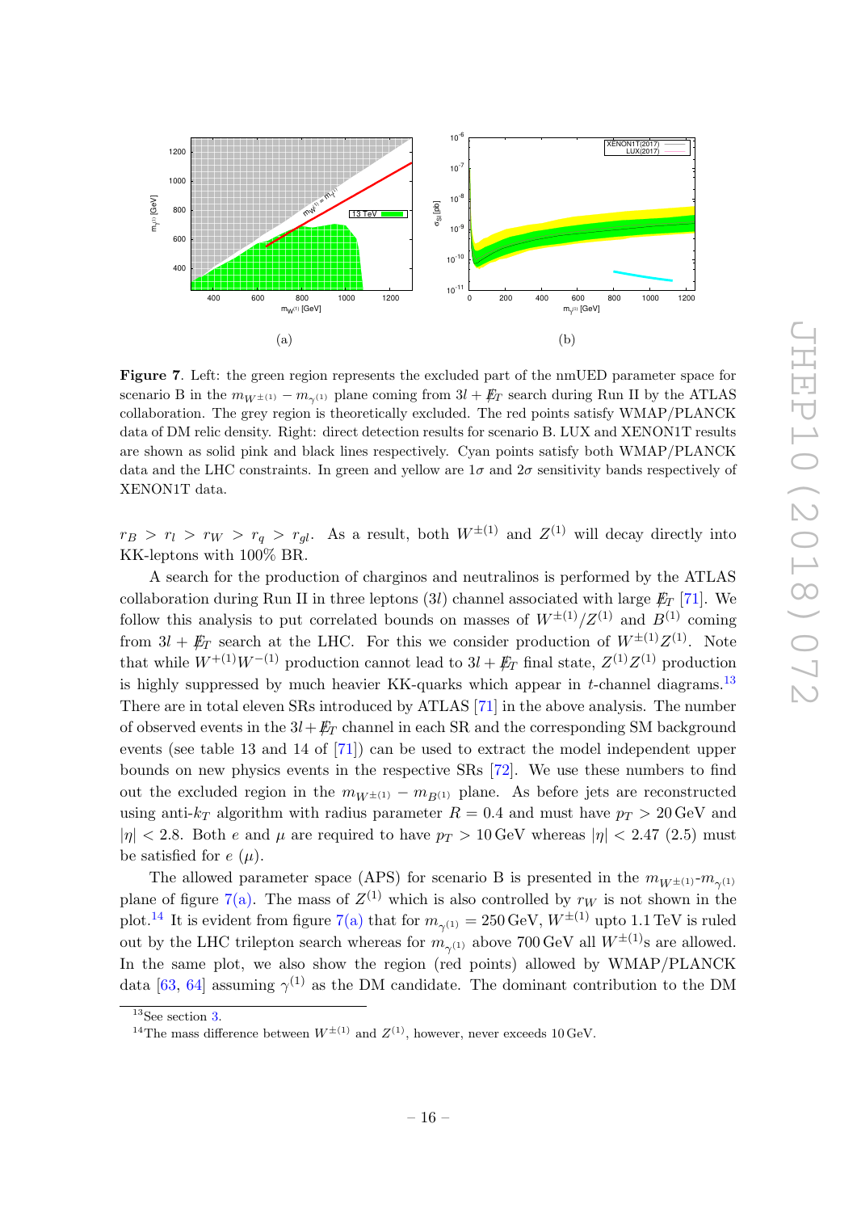(a)

(b)

**Figure 7**. Left: the green region represents the excluded part of the nmUED parameter space for scenario B in the $m_{W^{\pm(1)}} - m_{\gamma^{(1)}}$ plane coming from $3l + \not{E}_T$ search during Run II by the ATLAS collaboration. The grey region is theoretically excluded. The red points satisfy WMAP/PLANCK data of DM relic density. Right: direct detection results for scenario B. LUX and XENON1T results are shown as solid pink and black lines respectively. Cyan points satisfy both WMAP/PLANCK data and the LHC constraints. In green and yellow are $1\sigma$ and $2\sigma$ sensitivity bands respectively of XENON1T data.

$r_B > r_l > r_W > r_q > r_{gl}$. As a result, both $W^{\pm(1)}$ and $Z^{(1)}$ will decay directly into KK-leptons with 100% BR.

A search for the production of charginos and neutralinos is performed by the ATLAS collaboration during Run II in three leptons ($3l$) channel associated with large $\not{E}_T$ [71]. We follow this analysis to put correlated bounds on masses of $W^{\pm(1)}/Z^{(1)}$ and $B^{(1)}$ coming from $3l + \not{E}_T$ search at the LHC. For this we consider production of $W^{\pm(1)}Z^{(1)}$. Note that while $W^{+(1)}W^{-(1)}$ production cannot lead to $3l + \not{E}_T$ final state, $Z^{(1)}Z^{(1)}$ production is highly suppressed by much heavier KK-quarks which appear in $t$-channel diagrams.[13] There are in total eleven SRs introduced by ATLAS [71] in the above analysis. The number of observed events in the $3l + \not{E}_T$ channel in each SR and the corresponding SM background events (see table 13 and 14 of [71]) can be used to extract the model independent upper bounds on new physics events in the respective SRs [72]. We use these numbers to find out the excluded region in the $m_{W^{\pm(1)}} - m_{B^{(1)}}$ plane. As before jets are reconstructed using anti-$k_T$ algorithm with radius parameter $R = 0.4$ and must have $p_T > 20$ GeV and $|\eta| < 2.8$. Both $e$ and $\mu$ are required to have $p_T > 10$ GeV whereas $|\eta| < 2.47$ (2.5) must be satisfied for $e$ ($\mu$).

The allowed parameter space (APS) for scenario B is presented in the $m_{W^{\pm(1)}}$-$m_{\gamma^{(1)}}$ plane of figure 7(a). The mass of $Z^{(1)}$ which is also controlled by $r_W$ is not shown in the plot.[14] It is evident from figure 7(a) that for $m_{\gamma^{(1)}} = 250$ GeV, $W^{\pm(1)}$ upto 1.1 TeV is ruled out by the LHC trilepton search whereas for $m_{\gamma^{(1)}}$ above 700 GeV all $W^{\pm(1)}$s are allowed. In the same plot, we also show the region (red points) allowed by WMAP/PLANCK data [63, 64] assuming $\gamma^{(1)}$ as the DM candidate. The dominant contribution to the DM

---

[13] See section 3.

[14] The mass difference between $W^{\pm(1)}$ and $Z^{(1)}$, however, never exceeds 10 GeV.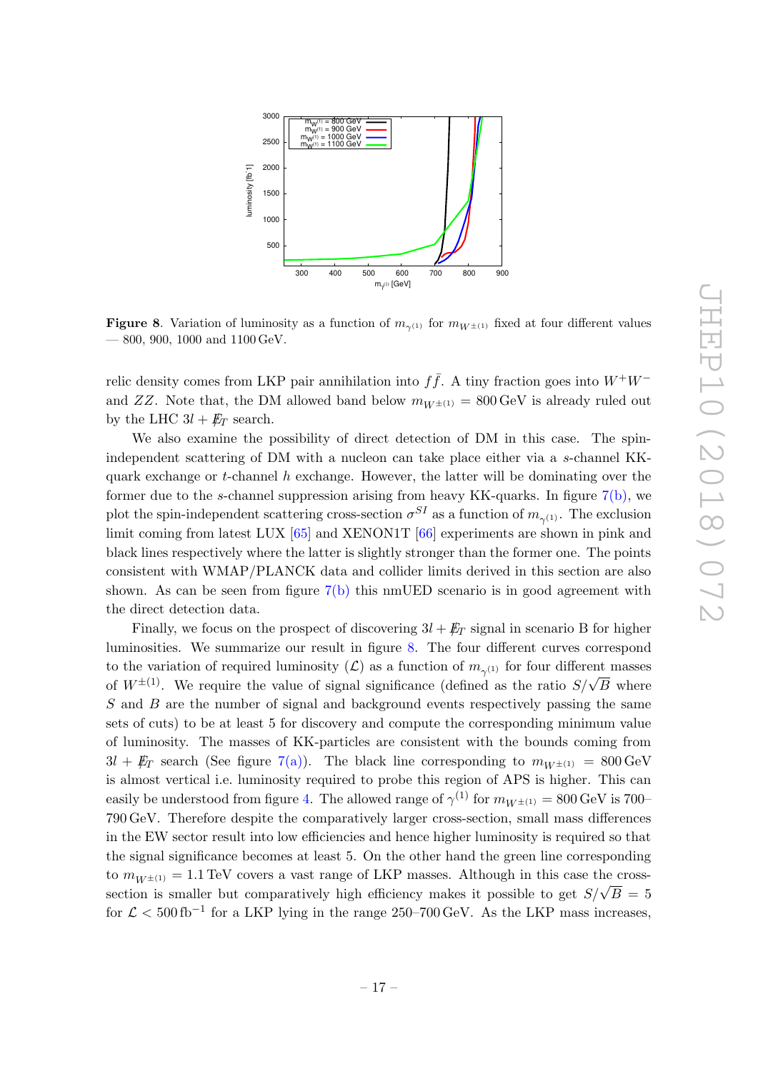**Figure 8**. Variation of luminosity as a function of $m_{\gamma^{(1)}}$ for $m_{W^{\pm(1)}}$ fixed at four different values — 800, 900, 1000 and 1100 GeV.

relic density comes from LKP pair annihilation into $f\bar{f}$. A tiny fraction goes into $W^+W^-$ and $ZZ$. Note that, the DM allowed band below $m_{W^{\pm(1)}} = 800\,\text{GeV}$ is already ruled out by the LHC $3l + \not{E}_T$ search.

We also examine the possibility of direct detection of DM in this case. The spin-independent scattering of DM with a nucleon can take place either via a $s$-channel KK-quark exchange or $t$-channel $h$ exchange. However, the latter will be dominating over the former due to the $s$-channel suppression arising from heavy KK-quarks. In figure 7(b), we plot the spin-independent scattering cross-section $\sigma^{SI}$ as a function of $m_{\gamma^{(1)}}$. The exclusion limit coming from latest LUX [65] and XENON1T [66] experiments are shown in pink and black lines respectively where the latter is slightly stronger than the former one. The points consistent with WMAP/PLANCK data and collider limits derived in this section are also shown. As can be seen from figure 7(b) this nmUED scenario is in good agreement with the direct detection data.

Finally, we focus on the prospect of discovering $3l + \not{E}_T$ signal in scenario B for higher luminosities. We summarize our result in figure 8. The four different curves correspond to the variation of required luminosity ($\mathcal{L}$) as a function of $m_{\gamma^{(1)}}$ for four different masses of $W^{\pm(1)}$. We require the value of signal significance (defined as the ratio $S/\sqrt{B}$ where $S$ and $B$ are the number of signal and background events respectively passing the same sets of cuts) to be at least 5 for discovery and compute the corresponding minimum value of luminosity. The masses of KK-particles are consistent with the bounds coming from $3l + \not{E}_T$ search (See figure 7(a)). The black line corresponding to $m_{W^{\pm(1)}} = 800\,\text{GeV}$ is almost vertical i.e. luminosity required to probe this region of APS is higher. This can easily be understood from figure 4. The allowed range of $\gamma^{(1)}$ for $m_{W^{\pm(1)}} = 800\,\text{GeV}$ is 700–790 GeV. Therefore despite the comparatively larger cross-section, small mass differences in the EW sector result into low efficiencies and hence higher luminosity is required so that the signal significance becomes at least 5. On the other hand the green line corresponding to $m_{W^{\pm(1)}} = 1.1\,\text{TeV}$ covers a vast range of LKP masses. Although in this case the cross-section is smaller but comparatively high efficiency makes it possible to get $S/\sqrt{B} = 5$ for $\mathcal{L} < 500\,\text{fb}^{-1}$ for a LKP lying in the range 250–700 GeV. As the LKP mass increases,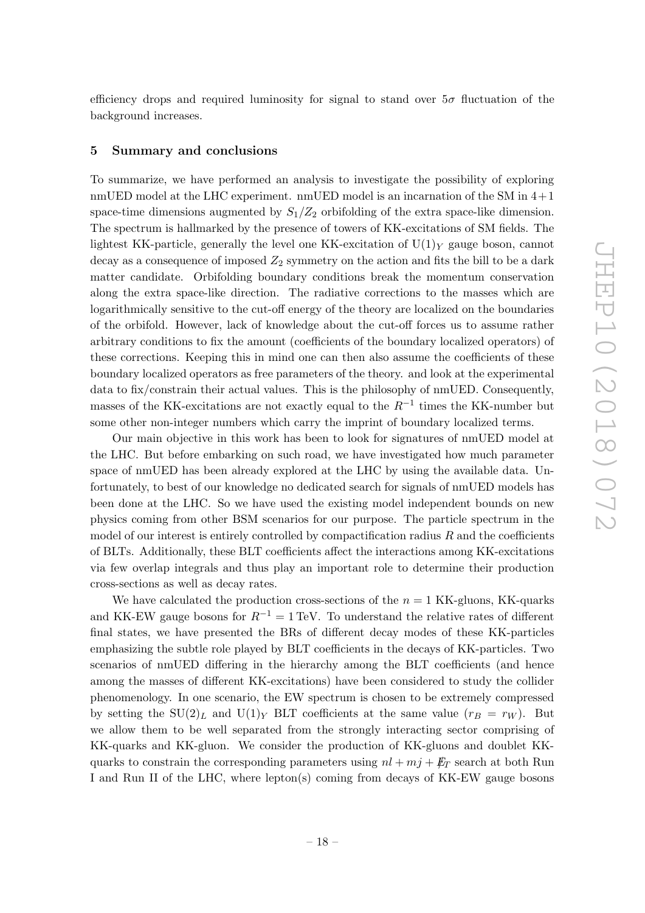efficiency drops and required luminosity for signal to stand over $5\sigma$ fluctuation of the background increases.

## 5 Summary and conclusions

To summarize, we have performed an analysis to investigate the possibility of exploring nmUED model at the LHC experiment. nmUED model is an incarnation of the SM in $4+1$ space-time dimensions augmented by $S_1/Z_2$ orbifolding of the extra space-like dimension. The spectrum is hallmarked by the presence of towers of KK-excitations of SM fields. The lightest KK-particle, generally the level one KK-excitation of $\mathrm{U}(1)_Y$ gauge boson, cannot decay as a consequence of imposed $Z_2$ symmetry on the action and fits the bill to be a dark matter candidate. Orbifolding boundary conditions break the momentum conservation along the extra space-like direction. The radiative corrections to the masses which are logarithmically sensitive to the cut-off energy of the theory are localized on the boundaries of the orbifold. However, lack of knowledge about the cut-off forces us to assume rather arbitrary conditions to fix the amount (coefficients of the boundary localized operators) of these corrections. Keeping this in mind one can then also assume the coefficients of these boundary localized operators as free parameters of the theory. and look at the experimental data to fix/constrain their actual values. This is the philosophy of nmUED. Consequently, masses of the KK-excitations are not exactly equal to the $R^{-1}$ times the KK-number but some other non-integer numbers which carry the imprint of boundary localized terms.

Our main objective in this work has been to look for signatures of nmUED model at the LHC. But before embarking on such road, we have investigated how much parameter space of nmUED has been already explored at the LHC by using the available data. Unfortunately, to best of our knowledge no dedicated search for signals of nmUED models has been done at the LHC. So we have used the existing model independent bounds on new physics coming from other BSM scenarios for our purpose. The particle spectrum in the model of our interest is entirely controlled by compactification radius $R$ and the coefficients of BLTs. Additionally, these BLT coefficients affect the interactions among KK-excitations via few overlap integrals and thus play an important role to determine their production cross-sections as well as decay rates.

We have calculated the production cross-sections of the $n = 1$ KK-gluons, KK-quarks and KK-EW gauge bosons for $R^{-1} = 1\,\mathrm{TeV}$. To understand the relative rates of different final states, we have presented the BRs of different decay modes of these KK-particles emphasizing the subtle role played by BLT coefficients in the decays of KK-particles. Two scenarios of nmUED differing in the hierarchy among the BLT coefficients (and hence among the masses of different KK-excitations) have been considered to study the collider phenomenology. In one scenario, the EW spectrum is chosen to be extremely compressed by setting the $\mathrm{SU}(2)_L$ and $\mathrm{U}(1)_Y$ BLT coefficients at the same value ($r_B = r_W$). But we allow them to be well separated from the strongly interacting sector comprising of KK-quarks and KK-gluon. We consider the production of KK-gluons and doublet KK-quarks to constrain the corresponding parameters using $nl + mj + \not{E}_T$ search at both Run I and Run II of the LHC, where lepton(s) coming from decays of KK-EW gauge bosons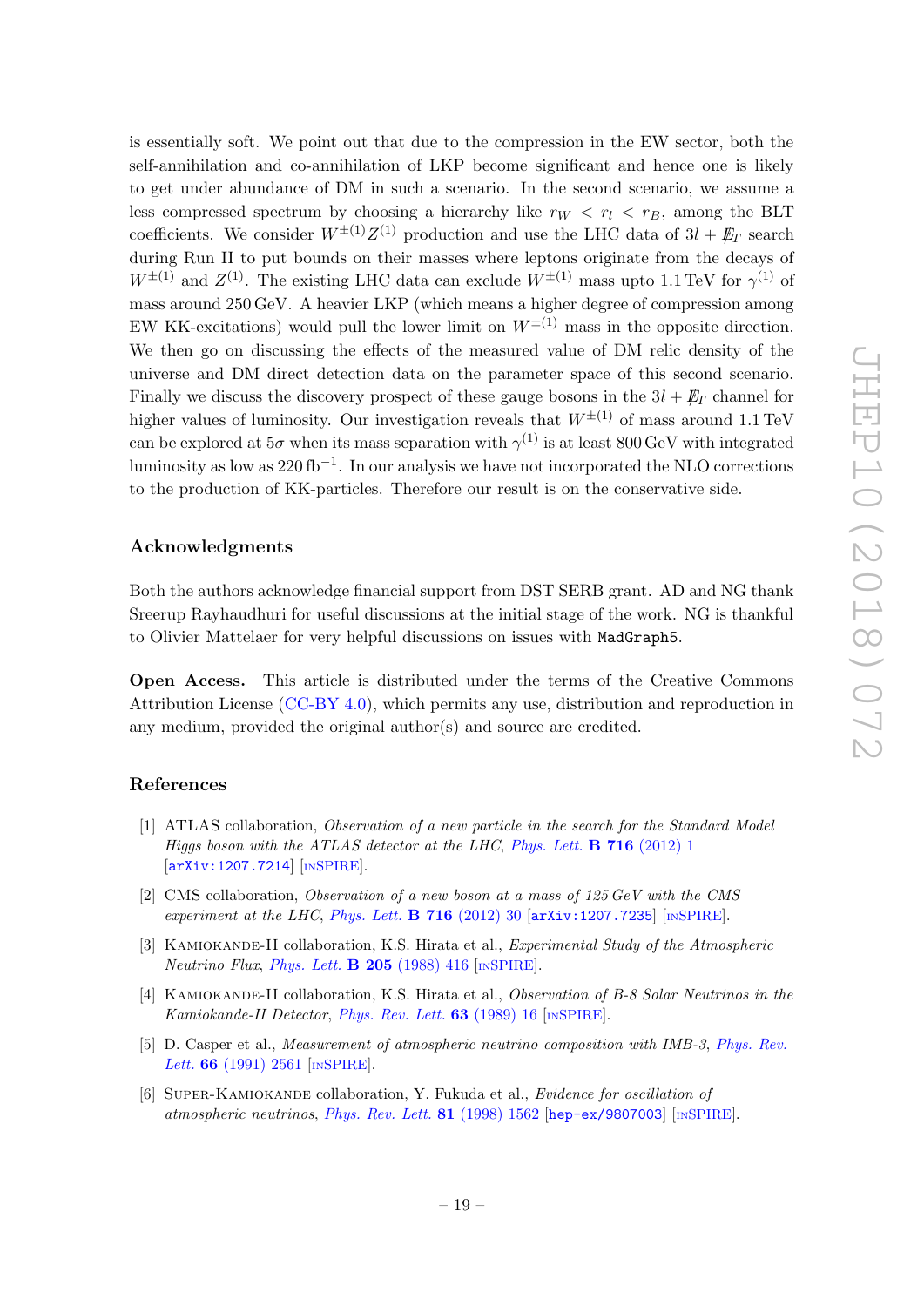is essentially soft. We point out that due to the compression in the EW sector, both the self-annihilation and co-annihilation of LKP become significant and hence one is likely to get under abundance of DM in such a scenario. In the second scenario, we assume a less compressed spectrum by choosing a hierarchy like $r_W < r_l < r_B$, among the BLT coefficients. We consider $W^{\pm(1)}Z^{(1)}$ production and use the LHC data of $3l + \not{E}_T$ search during Run II to put bounds on their masses where leptons originate from the decays of $W^{\pm(1)}$ and $Z^{(1)}$. The existing LHC data can exclude $W^{\pm(1)}$ mass upto 1.1 TeV for $\gamma^{(1)}$ of mass around 250 GeV. A heavier LKP (which means a higher degree of compression among EW KK-excitations) would pull the lower limit on $W^{\pm(1)}$ mass in the opposite direction. We then go on discussing the effects of the measured value of DM relic density of the universe and DM direct detection data on the parameter space of this second scenario. Finally we discuss the discovery prospect of these gauge bosons in the $3l + \not{E}_T$ channel for higher values of luminosity. Our investigation reveals that $W^{\pm(1)}$ of mass around 1.1 TeV can be explored at $5\sigma$ when its mass separation with $\gamma^{(1)}$ is at least 800 GeV with integrated luminosity as low as 220 fb$^{-1}$. In our analysis we have not incorporated the NLO corrections to the production of KK-particles. Therefore our result is on the conservative side.

## Acknowledgments

Both the authors acknowledge financial support from DST SERB grant. AD and NG thank Sreerup Rayhaudhuri for useful discussions at the initial stage of the work. NG is thankful to Olivier Mattelaer for very helpful discussions on issues with `MadGraph5`.

**Open Access.** This article is distributed under the terms of the Creative Commons Attribution License (CC-BY 4.0), which permits any use, distribution and reproduction in any medium, provided the original author(s) and source are credited.

## References

[1] ATLAS collaboration, *Observation of a new particle in the search for the Standard Model Higgs boson with the ATLAS detector at the LHC*, *Phys. Lett.* **B 716** (2012) 1 [arXiv:1207.7214] [INSPIRE].

[2] CMS collaboration, *Observation of a new boson at a mass of 125 GeV with the CMS experiment at the LHC*, *Phys. Lett.* **B 716** (2012) 30 [arXiv:1207.7235] [INSPIRE].

[3] Kamiokande-II collaboration, K.S. Hirata et al., *Experimental Study of the Atmospheric Neutrino Flux*, *Phys. Lett.* **B 205** (1988) 416 [INSPIRE].

[4] Kamiokande-II collaboration, K.S. Hirata et al., *Observation of B-8 Solar Neutrinos in the Kamiokande-II Detector*, *Phys. Rev. Lett.* **63** (1989) 16 [INSPIRE].

[5] D. Casper et al., *Measurement of atmospheric neutrino composition with IMB-3*, *Phys. Rev. Lett.* **66** (1991) 2561 [INSPIRE].

[6] Super-Kamiokande collaboration, Y. Fukuda et al., *Evidence for oscillation of atmospheric neutrinos*, *Phys. Rev. Lett.* **81** (1998) 1562 [hep-ex/9807003] [INSPIRE].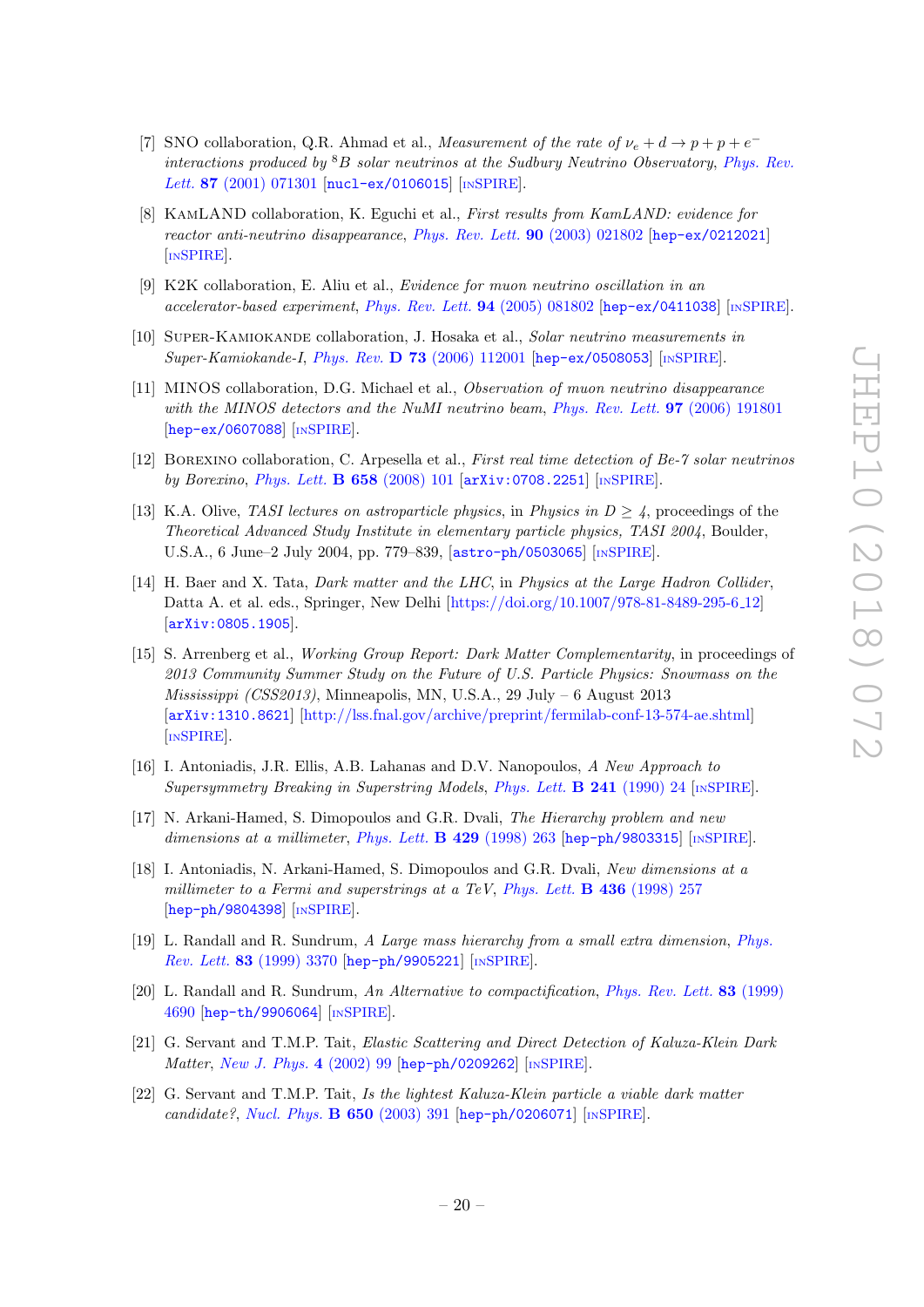[7] SNO collaboration, Q.R. Ahmad et al., *Measurement of the rate of $\nu_e + d \to p + p + e^-$ interactions produced by $^8B$ solar neutrinos at the Sudbury Neutrino Observatory*, Phys. Rev. Lett. **87** (2001) 071301 [nucl-ex/0106015] [INSPIRE].

[8] KamLAND collaboration, K. Eguchi et al., *First results from KamLAND: evidence for reactor anti-neutrino disappearance*, Phys. Rev. Lett. **90** (2003) 021802 [hep-ex/0212021] [INSPIRE].

[9] K2K collaboration, E. Aliu et al., *Evidence for muon neutrino oscillation in an accelerator-based experiment*, Phys. Rev. Lett. **94** (2005) 081802 [hep-ex/0411038] [INSPIRE].

[10] Super-Kamiokande collaboration, J. Hosaka et al., *Solar neutrino measurements in Super-Kamiokande-I*, Phys. Rev. **D 73** (2006) 112001 [hep-ex/0508053] [INSPIRE].

[11] MINOS collaboration, D.G. Michael et al., *Observation of muon neutrino disappearance with the MINOS detectors and the NuMI neutrino beam*, Phys. Rev. Lett. **97** (2006) 191801 [hep-ex/0607088] [INSPIRE].

[12] Borexino collaboration, C. Arpesella et al., *First real time detection of Be-7 solar neutrinos by Borexino*, Phys. Lett. **B 658** (2008) 101 [arXiv:0708.2251] [INSPIRE].

[13] K.A. Olive, *TASI lectures on astroparticle physics*, in *Physics in $D \geq 4$*, proceedings of the *Theoretical Advanced Study Institute in elementary particle physics, TASI 2004*, Boulder, U.S.A., 6 June–2 July 2004, pp. 779–839, [astro-ph/0503065] [INSPIRE].

[14] H. Baer and X. Tata, *Dark matter and the LHC*, in *Physics at the Large Hadron Collider*, Datta A. et al. eds., Springer, New Delhi [https://doi.org/10.1007/978-81-8489-295-6_12] [arXiv:0805.1905].

[15] S. Arrenberg et al., *Working Group Report: Dark Matter Complementarity*, in proceedings of *2013 Community Summer Study on the Future of U.S. Particle Physics: Snowmass on the Mississippi (CSS2013)*, Minneapolis, MN, U.S.A., 29 July – 6 August 2013 [arXiv:1310.8621] [http://lss.fnal.gov/archive/preprint/fermilab-conf-13-574-ae.shtml] [INSPIRE].

[16] I. Antoniadis, J.R. Ellis, A.B. Lahanas and D.V. Nanopoulos, *A New Approach to Supersymmetry Breaking in Superstring Models*, Phys. Lett. **B 241** (1990) 24 [INSPIRE].

[17] N. Arkani-Hamed, S. Dimopoulos and G.R. Dvali, *The Hierarchy problem and new dimensions at a millimeter*, Phys. Lett. **B 429** (1998) 263 [hep-ph/9803315] [INSPIRE].

[18] I. Antoniadis, N. Arkani-Hamed, S. Dimopoulos and G.R. Dvali, *New dimensions at a millimeter to a Fermi and superstrings at a TeV*, Phys. Lett. **B 436** (1998) 257 [hep-ph/9804398] [INSPIRE].

[19] L. Randall and R. Sundrum, *A Large mass hierarchy from a small extra dimension*, Phys. Rev. Lett. **83** (1999) 3370 [hep-ph/9905221] [INSPIRE].

[20] L. Randall and R. Sundrum, *An Alternative to compactification*, Phys. Rev. Lett. **83** (1999) 4690 [hep-th/9906064] [INSPIRE].

[21] G. Servant and T.M.P. Tait, *Elastic Scattering and Direct Detection of Kaluza-Klein Dark Matter*, New J. Phys. **4** (2002) 99 [hep-ph/0209262] [INSPIRE].

[22] G. Servant and T.M.P. Tait, *Is the lightest Kaluza-Klein particle a viable dark matter candidate?*, Nucl. Phys. **B 650** (2003) 391 [hep-ph/0206071] [INSPIRE].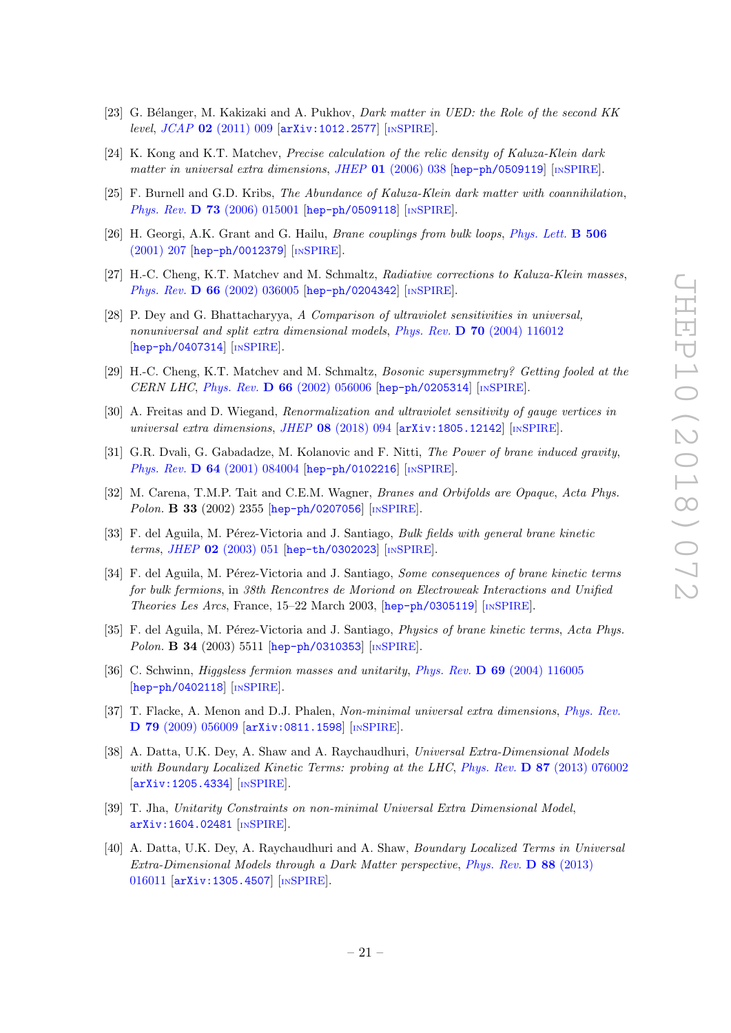[23] G. Bélanger, M. Kakizaki and A. Pukhov, *Dark matter in UED: the Role of the second KK level*, JCAP **02** (2011) 009 [arXiv:1012.2577] [INSPIRE].

[24] K. Kong and K.T. Matchev, *Precise calculation of the relic density of Kaluza-Klein dark matter in universal extra dimensions*, JHEP **01** (2006) 038 [hep-ph/0509119] [INSPIRE].

[25] F. Burnell and G.D. Kribs, *The Abundance of Kaluza-Klein dark matter with coannihilation*, Phys. Rev. **D 73** (2006) 015001 [hep-ph/0509118] [INSPIRE].

[26] H. Georgi, A.K. Grant and G. Hailu, *Brane couplings from bulk loops*, Phys. Lett. **B 506** (2001) 207 [hep-ph/0012379] [INSPIRE].

[27] H.-C. Cheng, K.T. Matchev and M. Schmaltz, *Radiative corrections to Kaluza-Klein masses*, Phys. Rev. **D 66** (2002) 036005 [hep-ph/0204342] [INSPIRE].

[28] P. Dey and G. Bhattacharyya, *A Comparison of ultraviolet sensitivities in universal, nonuniversal and split extra dimensional models*, Phys. Rev. **D 70** (2004) 116012 [hep-ph/0407314] [INSPIRE].

[29] H.-C. Cheng, K.T. Matchev and M. Schmaltz, *Bosonic supersymmetry? Getting fooled at the CERN LHC*, Phys. Rev. **D 66** (2002) 056006 [hep-ph/0205314] [INSPIRE].

[30] A. Freitas and D. Wiegand, *Renormalization and ultraviolet sensitivity of gauge vertices in universal extra dimensions*, JHEP **08** (2018) 094 [arXiv:1805.12142] [INSPIRE].

[31] G.R. Dvali, G. Gabadadze, M. Kolanovic and F. Nitti, *The Power of brane induced gravity*, Phys. Rev. **D 64** (2001) 084004 [hep-ph/0102216] [INSPIRE].

[32] M. Carena, T.M.P. Tait and C.E.M. Wagner, *Branes and Orbifolds are Opaque*, Acta Phys. Polon. **B 33** (2002) 2355 [hep-ph/0207056] [INSPIRE].

[33] F. del Aguila, M. Pérez-Victoria and J. Santiago, *Bulk fields with general brane kinetic terms*, JHEP **02** (2003) 051 [hep-th/0302023] [INSPIRE].

[34] F. del Aguila, M. Pérez-Victoria and J. Santiago, *Some consequences of brane kinetic terms for bulk fermions*, in *38th Rencontres de Moriond on Electroweak Interactions and Unified Theories Les Arcs*, France, 15–22 March 2003, [hep-ph/0305119] [INSPIRE].

[35] F. del Aguila, M. Pérez-Victoria and J. Santiago, *Physics of brane kinetic terms*, Acta Phys. Polon. **B 34** (2003) 5511 [hep-ph/0310353] [INSPIRE].

[36] C. Schwinn, *Higgsless fermion masses and unitarity*, Phys. Rev. **D 69** (2004) 116005 [hep-ph/0402118] [INSPIRE].

[37] T. Flacke, A. Menon and D.J. Phalen, *Non-minimal universal extra dimensions*, Phys. Rev. **D 79** (2009) 056009 [arXiv:0811.1598] [INSPIRE].

[38] A. Datta, U.K. Dey, A. Shaw and A. Raychaudhuri, *Universal Extra-Dimensional Models with Boundary Localized Kinetic Terms: probing at the LHC*, Phys. Rev. **D 87** (2013) 076002 [arXiv:1205.4334] [INSPIRE].

[39] T. Jha, *Unitarity Constraints on non-minimal Universal Extra Dimensional Model*, arXiv:1604.02481 [INSPIRE].

[40] A. Datta, U.K. Dey, A. Raychaudhuri and A. Shaw, *Boundary Localized Terms in Universal Extra-Dimensional Models through a Dark Matter perspective*, Phys. Rev. **D 88** (2013) 016011 [arXiv:1305.4507] [INSPIRE].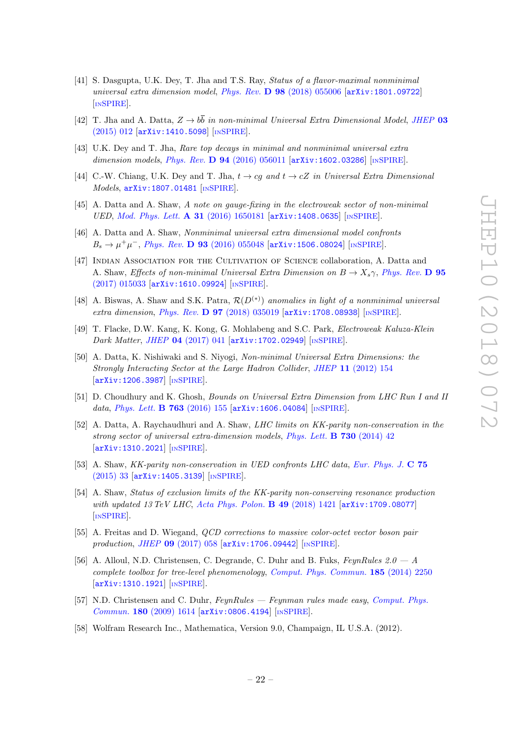[41] S. Dasgupta, U.K. Dey, T. Jha and T.S. Ray, *Status of a flavor-maximal nonminimal universal extra dimension model*, Phys. Rev. **D 98** (2018) 055006 [arXiv:1801.09722] [INSPIRE].

[42] T. Jha and A. Datta, *$Z \to b\bar{b}$ in non-minimal Universal Extra Dimensional Model*, JHEP **03** (2015) 012 [arXiv:1410.5098] [INSPIRE].

[43] U.K. Dey and T. Jha, *Rare top decays in minimal and nonminimal universal extra dimension models*, Phys. Rev. **D 94** (2016) 056011 [arXiv:1602.03286] [INSPIRE].

[44] C.-W. Chiang, U.K. Dey and T. Jha, *$t \to cg$ and $t \to cZ$ in Universal Extra Dimensional Models*, arXiv:1807.01481 [INSPIRE].

[45] A. Datta and A. Shaw, *A note on gauge-fixing in the electroweak sector of non-minimal UED*, Mod. Phys. Lett. **A 31** (2016) 1650181 [arXiv:1408.0635] [INSPIRE].

[46] A. Datta and A. Shaw, *Nonminimal universal extra dimensional model confronts $B_s \to \mu^+\mu^-$*, Phys. Rev. **D 93** (2016) 055048 [arXiv:1506.08024] [INSPIRE].

[47] Indian Association for the Cultivation of Science collaboration, A. Datta and A. Shaw, *Effects of non-minimal Universal Extra Dimension on $B \to X_s\gamma$*, Phys. Rev. **D 95** (2017) 015033 [arXiv:1610.09924] [INSPIRE].

[48] A. Biswas, A. Shaw and S.K. Patra, *$\mathcal{R}(D^{(*)})$ anomalies in light of a nonminimal universal extra dimension*, Phys. Rev. **D 97** (2018) 035019 [arXiv:1708.08938] [INSPIRE].

[49] T. Flacke, D.W. Kang, K. Kong, G. Mohlabeng and S.C. Park, *Electroweak Kaluza-Klein Dark Matter*, JHEP **04** (2017) 041 [arXiv:1702.02949] [INSPIRE].

[50] A. Datta, K. Nishiwaki and S. Niyogi, *Non-minimal Universal Extra Dimensions: the Strongly Interacting Sector at the Large Hadron Collider*, JHEP **11** (2012) 154 [arXiv:1206.3987] [INSPIRE].

[51] D. Choudhury and K. Ghosh, *Bounds on Universal Extra Dimension from LHC Run I and II data*, Phys. Lett. **B 763** (2016) 155 [arXiv:1606.04084] [INSPIRE].

[52] A. Datta, A. Raychaudhuri and A. Shaw, *LHC limits on KK-parity non-conservation in the strong sector of universal extra-dimension models*, Phys. Lett. **B 730** (2014) 42 [arXiv:1310.2021] [INSPIRE].

[53] A. Shaw, *KK-parity non-conservation in UED confronts LHC data*, Eur. Phys. J. **C 75** (2015) 33 [arXiv:1405.3139] [INSPIRE].

[54] A. Shaw, *Status of exclusion limits of the KK-parity non-conserving resonance production with updated 13 TeV LHC*, Acta Phys. Polon. **B 49** (2018) 1421 [arXiv:1709.08077] [INSPIRE].

[55] A. Freitas and D. Wiegand, *QCD corrections to massive color-octet vector boson pair production*, JHEP **09** (2017) 058 [arXiv:1706.09442] [INSPIRE].

[56] A. Alloul, N.D. Christensen, C. Degrande, C. Duhr and B. Fuks, *FeynRules 2.0 — A complete toolbox for tree-level phenomenology*, Comput. Phys. Commun. **185** (2014) 2250 [arXiv:1310.1921] [INSPIRE].

[57] N.D. Christensen and C. Duhr, *FeynRules — Feynman rules made easy*, Comput. Phys. Commun. **180** (2009) 1614 [arXiv:0806.4194] [INSPIRE].

[58] Wolfram Research Inc., Mathematica, Version 9.0, Champaign, IL U.S.A. (2012).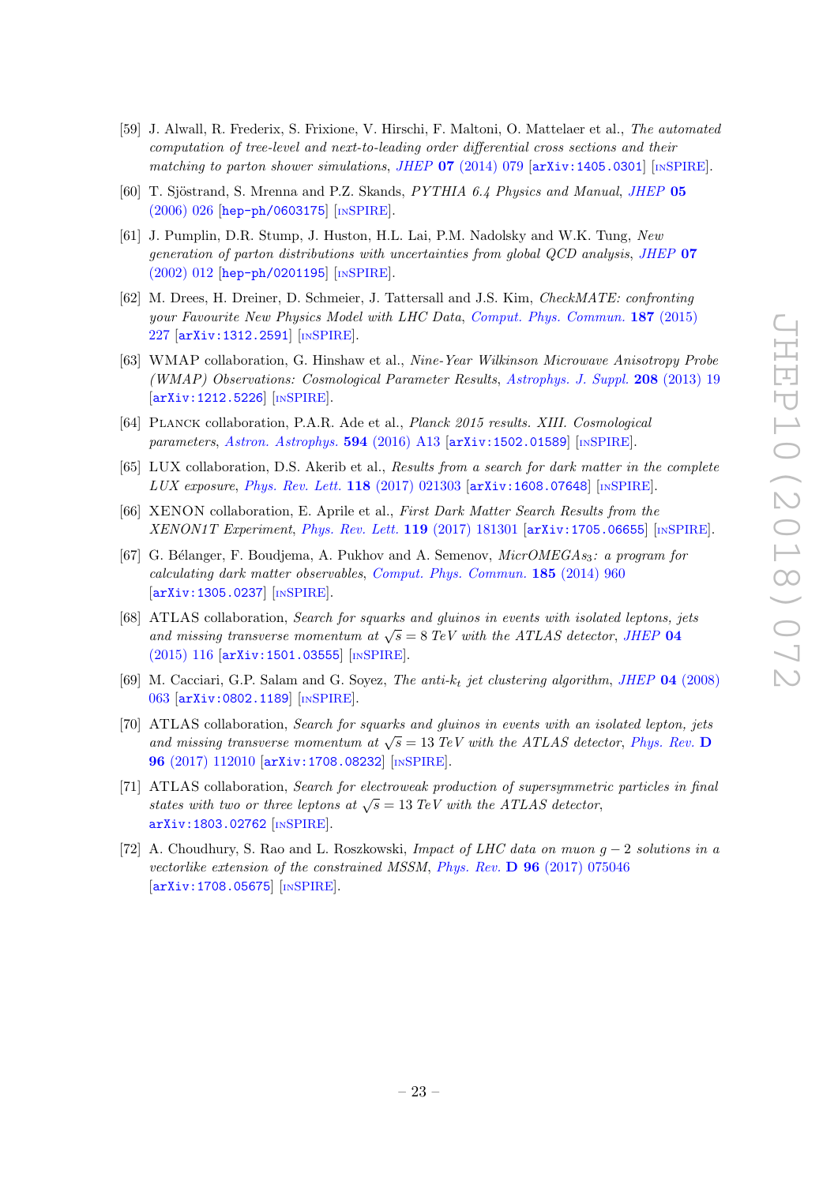[59] J. Alwall, R. Frederix, S. Frixione, V. Hirschi, F. Maltoni, O. Mattelaer et al., *The automated computation of tree-level and next-to-leading order differential cross sections and their matching to parton shower simulations*, JHEP **07** (2014) 079 [arXiv:1405.0301] [INSPIRE].

[60] T. Sjöstrand, S. Mrenna and P.Z. Skands, *PYTHIA 6.4 Physics and Manual*, JHEP **05** (2006) 026 [hep-ph/0603175] [INSPIRE].

[61] J. Pumplin, D.R. Stump, J. Huston, H.L. Lai, P.M. Nadolsky and W.K. Tung, *New generation of parton distributions with uncertainties from global QCD analysis*, JHEP **07** (2002) 012 [hep-ph/0201195] [INSPIRE].

[62] M. Drees, H. Dreiner, D. Schmeier, J. Tattersall and J.S. Kim, *CheckMATE: confronting your Favourite New Physics Model with LHC Data*, Comput. Phys. Commun. **187** (2015) 227 [arXiv:1312.2591] [INSPIRE].

[63] WMAP collaboration, G. Hinshaw et al., *Nine-Year Wilkinson Microwave Anisotropy Probe (WMAP) Observations: Cosmological Parameter Results*, Astrophys. J. Suppl. **208** (2013) 19 [arXiv:1212.5226] [INSPIRE].

[64] Planck collaboration, P.A.R. Ade et al., *Planck 2015 results. XIII. Cosmological parameters*, Astron. Astrophys. **594** (2016) A13 [arXiv:1502.01589] [INSPIRE].

[65] LUX collaboration, D.S. Akerib et al., *Results from a search for dark matter in the complete LUX exposure*, Phys. Rev. Lett. **118** (2017) 021303 [arXiv:1608.07648] [INSPIRE].

[66] XENON collaboration, E. Aprile et al., *First Dark Matter Search Results from the XENON1T Experiment*, Phys. Rev. Lett. **119** (2017) 181301 [arXiv:1705.06655] [INSPIRE].

[67] G. Bélanger, F. Boudjema, A. Pukhov and A. Semenov, *MicrOMEGAs$_3$: a program for calculating dark matter observables*, Comput. Phys. Commun. **185** (2014) 960 [arXiv:1305.0237] [INSPIRE].

[68] ATLAS collaboration, *Search for squarks and gluinos in events with isolated leptons, jets and missing transverse momentum at $\sqrt{s} = 8$ TeV with the ATLAS detector*, JHEP **04** (2015) 116 [arXiv:1501.03555] [INSPIRE].

[69] M. Cacciari, G.P. Salam and G. Soyez, *The anti-$k_t$ jet clustering algorithm*, JHEP **04** (2008) 063 [arXiv:0802.1189] [INSPIRE].

[70] ATLAS collaboration, *Search for squarks and gluinos in events with an isolated lepton, jets and missing transverse momentum at $\sqrt{s} = 13$ TeV with the ATLAS detector*, Phys. Rev. **D 96** (2017) 112010 [arXiv:1708.08232] [INSPIRE].

[71] ATLAS collaboration, *Search for electroweak production of supersymmetric particles in final states with two or three leptons at $\sqrt{s} = 13$ TeV with the ATLAS detector*, arXiv:1803.02762 [INSPIRE].

[72] A. Choudhury, S. Rao and L. Roszkowski, *Impact of LHC data on muon $g-2$ solutions in a vectorlike extension of the constrained MSSM*, Phys. Rev. **D 96** (2017) 075046 [arXiv:1708.05675] [INSPIRE].